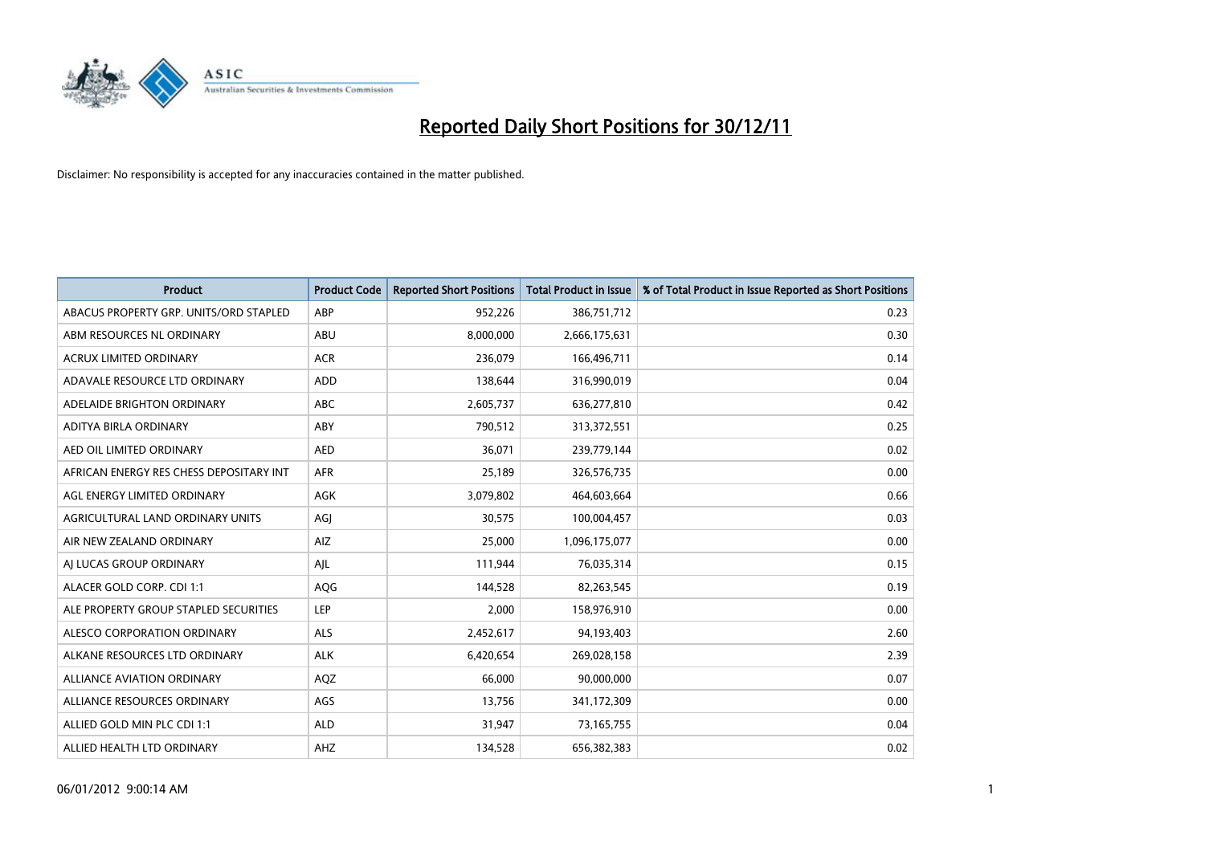# Reported Daily Short Positions for 30/12/11

Disclaimer: No responsibility is accepted for any inaccuracies contained in the matter published.

| Product | Product Code | Reported Short Positions | Total Product in Issue | % of Total Product in Issue Reported as Short Positions |
|---|---|---|---|---|
| ABACUS PROPERTY GRP. UNITS/ORD STAPLED | ABP | 952,226 | 386,751,712 | 0.23 |
| ABM RESOURCES NL ORDINARY | ABU | 8,000,000 | 2,666,175,631 | 0.30 |
| ACRUX LIMITED ORDINARY | ACR | 236,079 | 166,496,711 | 0.14 |
| ADAVALE RESOURCE LTD ORDINARY | ADD | 138,644 | 316,990,019 | 0.04 |
| ADELAIDE BRIGHTON ORDINARY | ABC | 2,605,737 | 636,277,810 | 0.42 |
| ADITYA BIRLA ORDINARY | ABY | 790,512 | 313,372,551 | 0.25 |
| AED OIL LIMITED ORDINARY | AED | 36,071 | 239,779,144 | 0.02 |
| AFRICAN ENERGY RES CHESS DEPOSITARY INT | AFR | 25,189 | 326,576,735 | 0.00 |
| AGL ENERGY LIMITED ORDINARY | AGK | 3,079,802 | 464,603,664 | 0.66 |
| AGRICULTURAL LAND ORDINARY UNITS | AGJ | 30,575 | 100,004,457 | 0.03 |
| AIR NEW ZEALAND ORDINARY | AIZ | 25,000 | 1,096,175,077 | 0.00 |
| AJ LUCAS GROUP ORDINARY | AJL | 111,944 | 76,035,314 | 0.15 |
| ALACER GOLD CORP. CDI 1:1 | AQG | 144,528 | 82,263,545 | 0.19 |
| ALE PROPERTY GROUP STAPLED SECURITIES | LEP | 2,000 | 158,976,910 | 0.00 |
| ALESCO CORPORATION ORDINARY | ALS | 2,452,617 | 94,193,403 | 2.60 |
| ALKANE RESOURCES LTD ORDINARY | ALK | 6,420,654 | 269,028,158 | 2.39 |
| ALLIANCE AVIATION ORDINARY | AQZ | 66,000 | 90,000,000 | 0.07 |
| ALLIANCE RESOURCES ORDINARY | AGS | 13,756 | 341,172,309 | 0.00 |
| ALLIED GOLD MIN PLC CDI 1:1 | ALD | 31,947 | 73,165,755 | 0.04 |
| ALLIED HEALTH LTD ORDINARY | AHZ | 134,528 | 656,382,383 | 0.02 |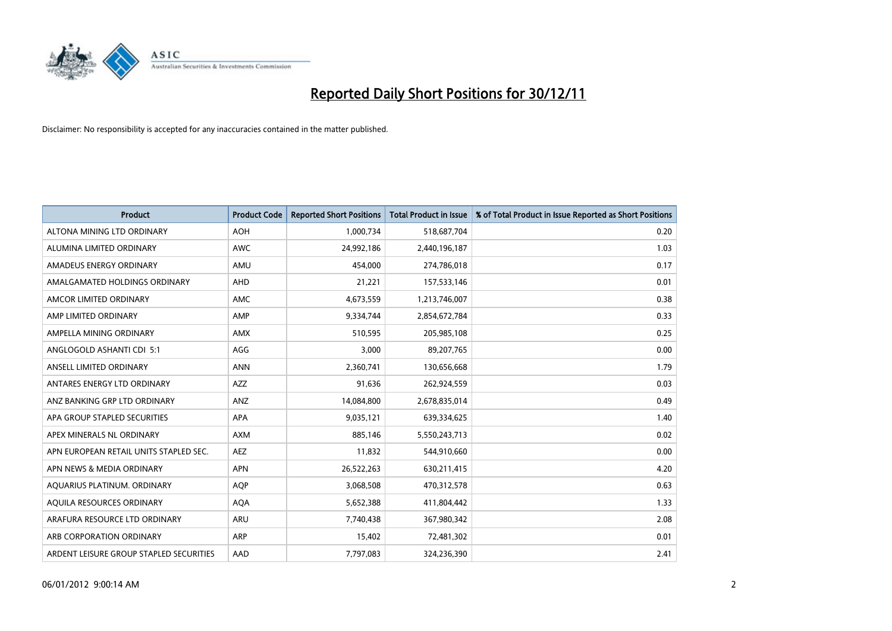# Reported Daily Short Positions for 30/12/11

Disclaimer: No responsibility is accepted for any inaccuracies contained in the matter published.

| Product | Product Code | Reported Short Positions | Total Product in Issue | % of Total Product in Issue Reported as Short Positions |
|---|---|---|---|---|
| ALTONA MINING LTD ORDINARY | AOH | 1,000,734 | 518,687,704 | 0.20 |
| ALUMINA LIMITED ORDINARY | AWC | 24,992,186 | 2,440,196,187 | 1.03 |
| AMADEUS ENERGY ORDINARY | AMU | 454,000 | 274,786,018 | 0.17 |
| AMALGAMATED HOLDINGS ORDINARY | AHD | 21,221 | 157,533,146 | 0.01 |
| AMCOR LIMITED ORDINARY | AMC | 4,673,559 | 1,213,746,007 | 0.38 |
| AMP LIMITED ORDINARY | AMP | 9,334,744 | 2,854,672,784 | 0.33 |
| AMPELLA MINING ORDINARY | AMX | 510,595 | 205,985,108 | 0.25 |
| ANGLOGOLD ASHANTI CDI 5:1 | AGG | 3,000 | 89,207,765 | 0.00 |
| ANSELL LIMITED ORDINARY | ANN | 2,360,741 | 130,656,668 | 1.79 |
| ANTARES ENERGY LTD ORDINARY | AZZ | 91,636 | 262,924,559 | 0.03 |
| ANZ BANKING GRP LTD ORDINARY | ANZ | 14,084,800 | 2,678,835,014 | 0.49 |
| APA GROUP STAPLED SECURITIES | APA | 9,035,121 | 639,334,625 | 1.40 |
| APEX MINERALS NL ORDINARY | AXM | 885,146 | 5,550,243,713 | 0.02 |
| APN EUROPEAN RETAIL UNITS STAPLED SEC. | AEZ | 11,832 | 544,910,660 | 0.00 |
| APN NEWS & MEDIA ORDINARY | APN | 26,522,263 | 630,211,415 | 4.20 |
| AQUARIUS PLATINUM. ORDINARY | AQP | 3,068,508 | 470,312,578 | 0.63 |
| AQUILA RESOURCES ORDINARY | AQA | 5,652,388 | 411,804,442 | 1.33 |
| ARAFURA RESOURCE LTD ORDINARY | ARU | 7,740,438 | 367,980,342 | 2.08 |
| ARB CORPORATION ORDINARY | ARP | 15,402 | 72,481,302 | 0.01 |
| ARDENT LEISURE GROUP STAPLED SECURITIES | AAD | 7,797,083 | 324,236,390 | 2.41 |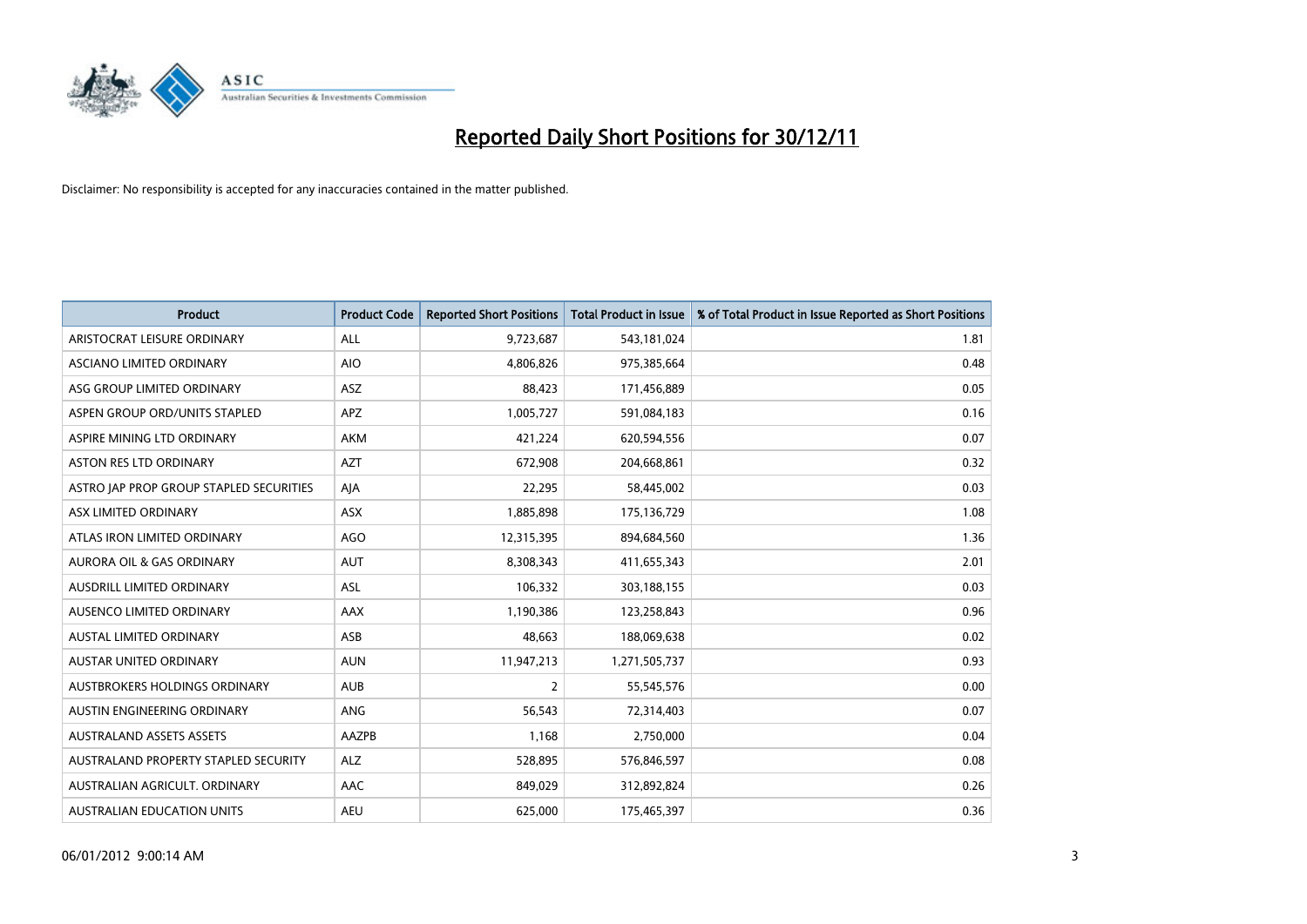# Reported Daily Short Positions for 30/12/11

Disclaimer: No responsibility is accepted for any inaccuracies contained in the matter published.

| Product | Product Code | Reported Short Positions | Total Product in Issue | % of Total Product in Issue Reported as Short Positions |
|---|---|---|---|---|
| ARISTOCRAT LEISURE ORDINARY | ALL | 9,723,687 | 543,181,024 | 1.81 |
| ASCIANO LIMITED ORDINARY | AIO | 4,806,826 | 975,385,664 | 0.48 |
| ASG GROUP LIMITED ORDINARY | ASZ | 88,423 | 171,456,889 | 0.05 |
| ASPEN GROUP ORD/UNITS STAPLED | APZ | 1,005,727 | 591,084,183 | 0.16 |
| ASPIRE MINING LTD ORDINARY | AKM | 421,224 | 620,594,556 | 0.07 |
| ASTON RES LTD ORDINARY | AZT | 672,908 | 204,668,861 | 0.32 |
| ASTRO JAP PROP GROUP STAPLED SECURITIES | AJA | 22,295 | 58,445,002 | 0.03 |
| ASX LIMITED ORDINARY | ASX | 1,885,898 | 175,136,729 | 1.08 |
| ATLAS IRON LIMITED ORDINARY | AGO | 12,315,395 | 894,684,560 | 1.36 |
| AURORA OIL & GAS ORDINARY | AUT | 8,308,343 | 411,655,343 | 2.01 |
| AUSDRILL LIMITED ORDINARY | ASL | 106,332 | 303,188,155 | 0.03 |
| AUSENCO LIMITED ORDINARY | AAX | 1,190,386 | 123,258,843 | 0.96 |
| AUSTAL LIMITED ORDINARY | ASB | 48,663 | 188,069,638 | 0.02 |
| AUSTAR UNITED ORDINARY | AUN | 11,947,213 | 1,271,505,737 | 0.93 |
| AUSTBROKERS HOLDINGS ORDINARY | AUB | 2 | 55,545,576 | 0.00 |
| AUSTIN ENGINEERING ORDINARY | ANG | 56,543 | 72,314,403 | 0.07 |
| AUSTRALAND ASSETS ASSETS | AAZPB | 1,168 | 2,750,000 | 0.04 |
| AUSTRALAND PROPERTY STAPLED SECURITY | ALZ | 528,895 | 576,846,597 | 0.08 |
| AUSTRALIAN AGRICULT. ORDINARY | AAC | 849,029 | 312,892,824 | 0.26 |
| AUSTRALIAN EDUCATION UNITS | AEU | 625,000 | 175,465,397 | 0.36 |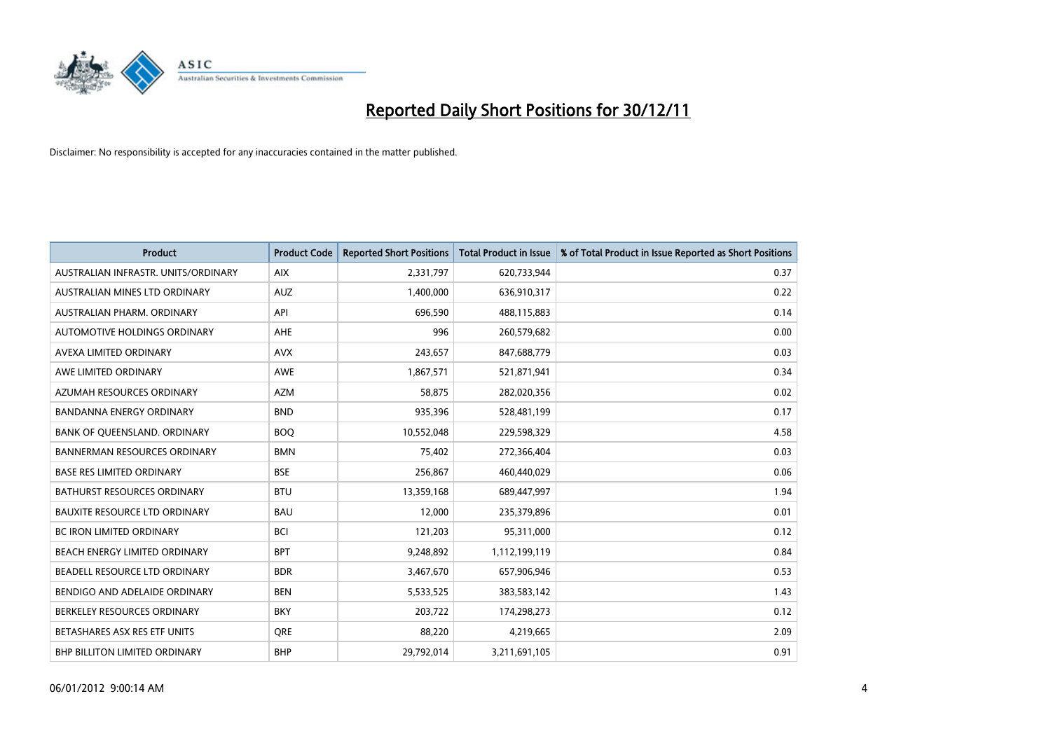# Reported Daily Short Positions for 30/12/11

Disclaimer: No responsibility is accepted for any inaccuracies contained in the matter published.

| Product | Product Code | Reported Short Positions | Total Product in Issue | % of Total Product in Issue Reported as Short Positions |
|---|---|---|---|---|
| AUSTRALIAN INFRASTR. UNITS/ORDINARY | AIX | 2,331,797 | 620,733,944 | 0.37 |
| AUSTRALIAN MINES LTD ORDINARY | AUZ | 1,400,000 | 636,910,317 | 0.22 |
| AUSTRALIAN PHARM. ORDINARY | API | 696,590 | 488,115,883 | 0.14 |
| AUTOMOTIVE HOLDINGS ORDINARY | AHE | 996 | 260,579,682 | 0.00 |
| AVEXA LIMITED ORDINARY | AVX | 243,657 | 847,688,779 | 0.03 |
| AWE LIMITED ORDINARY | AWE | 1,867,571 | 521,871,941 | 0.34 |
| AZUMAH RESOURCES ORDINARY | AZM | 58,875 | 282,020,356 | 0.02 |
| BANDANNA ENERGY ORDINARY | BND | 935,396 | 528,481,199 | 0.17 |
| BANK OF QUEENSLAND. ORDINARY | BOQ | 10,552,048 | 229,598,329 | 4.58 |
| BANNERMAN RESOURCES ORDINARY | BMN | 75,402 | 272,366,404 | 0.03 |
| BASE RES LIMITED ORDINARY | BSE | 256,867 | 460,440,029 | 0.06 |
| BATHURST RESOURCES ORDINARY | BTU | 13,359,168 | 689,447,997 | 1.94 |
| BAUXITE RESOURCE LTD ORDINARY | BAU | 12,000 | 235,379,896 | 0.01 |
| BC IRON LIMITED ORDINARY | BCI | 121,203 | 95,311,000 | 0.12 |
| BEACH ENERGY LIMITED ORDINARY | BPT | 9,248,892 | 1,112,199,119 | 0.84 |
| BEADELL RESOURCE LTD ORDINARY | BDR | 3,467,670 | 657,906,946 | 0.53 |
| BENDIGO AND ADELAIDE ORDINARY | BEN | 5,533,525 | 383,583,142 | 1.43 |
| BERKELEY RESOURCES ORDINARY | BKY | 203,722 | 174,298,273 | 0.12 |
| BETASHARES ASX RES ETF UNITS | QRE | 88,220 | 4,219,665 | 2.09 |
| BHP BILLITON LIMITED ORDINARY | BHP | 29,792,014 | 3,211,691,105 | 0.91 |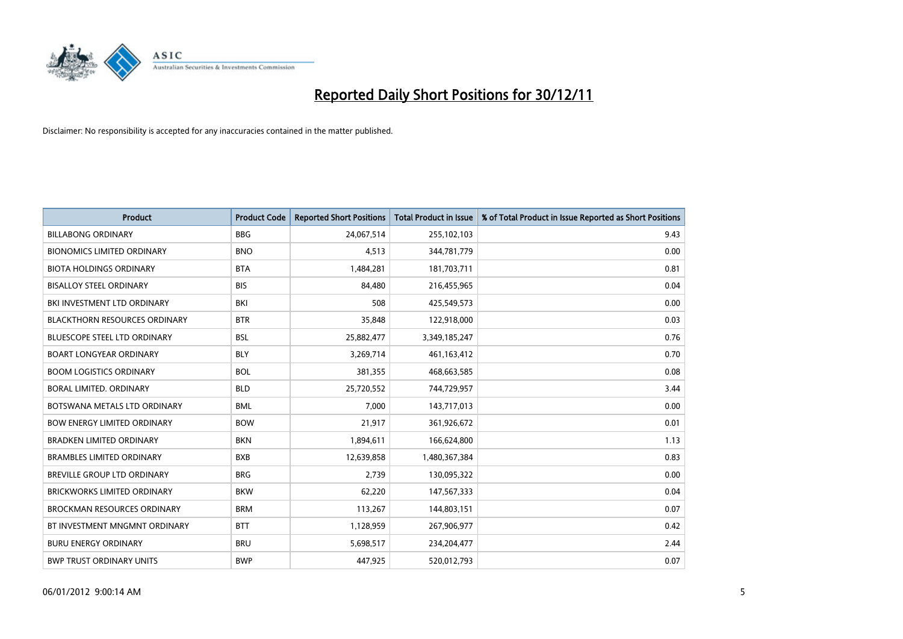# Reported Daily Short Positions for 30/12/11

Disclaimer: No responsibility is accepted for any inaccuracies contained in the matter published.

| Product | Product Code | Reported Short Positions | Total Product in Issue | % of Total Product in Issue Reported as Short Positions |
|---|---|---|---|---|
| BILLABONG ORDINARY | BBG | 24,067,514 | 255,102,103 | 9.43 |
| BIONOMICS LIMITED ORDINARY | BNO | 4,513 | 344,781,779 | 0.00 |
| BIOTA HOLDINGS ORDINARY | BTA | 1,484,281 | 181,703,711 | 0.81 |
| BISALLOY STEEL ORDINARY | BIS | 84,480 | 216,455,965 | 0.04 |
| BKI INVESTMENT LTD ORDINARY | BKI | 508 | 425,549,573 | 0.00 |
| BLACKTHORN RESOURCES ORDINARY | BTR | 35,848 | 122,918,000 | 0.03 |
| BLUESCOPE STEEL LTD ORDINARY | BSL | 25,882,477 | 3,349,185,247 | 0.76 |
| BOART LONGYEAR ORDINARY | BLY | 3,269,714 | 461,163,412 | 0.70 |
| BOOM LOGISTICS ORDINARY | BOL | 381,355 | 468,663,585 | 0.08 |
| BORAL LIMITED. ORDINARY | BLD | 25,720,552 | 744,729,957 | 3.44 |
| BOTSWANA METALS LTD ORDINARY | BML | 7,000 | 143,717,013 | 0.00 |
| BOW ENERGY LIMITED ORDINARY | BOW | 21,917 | 361,926,672 | 0.01 |
| BRADKEN LIMITED ORDINARY | BKN | 1,894,611 | 166,624,800 | 1.13 |
| BRAMBLES LIMITED ORDINARY | BXB | 12,639,858 | 1,480,367,384 | 0.83 |
| BREVILLE GROUP LTD ORDINARY | BRG | 2,739 | 130,095,322 | 0.00 |
| BRICKWORKS LIMITED ORDINARY | BKW | 62,220 | 147,567,333 | 0.04 |
| BROCKMAN RESOURCES ORDINARY | BRM | 113,267 | 144,803,151 | 0.07 |
| BT INVESTMENT MNGMNT ORDINARY | BTT | 1,128,959 | 267,906,977 | 0.42 |
| BURU ENERGY ORDINARY | BRU | 5,698,517 | 234,204,477 | 2.44 |
| BWP TRUST ORDINARY UNITS | BWP | 447,925 | 520,012,793 | 0.07 |

06/01/2012 9:00:14 AM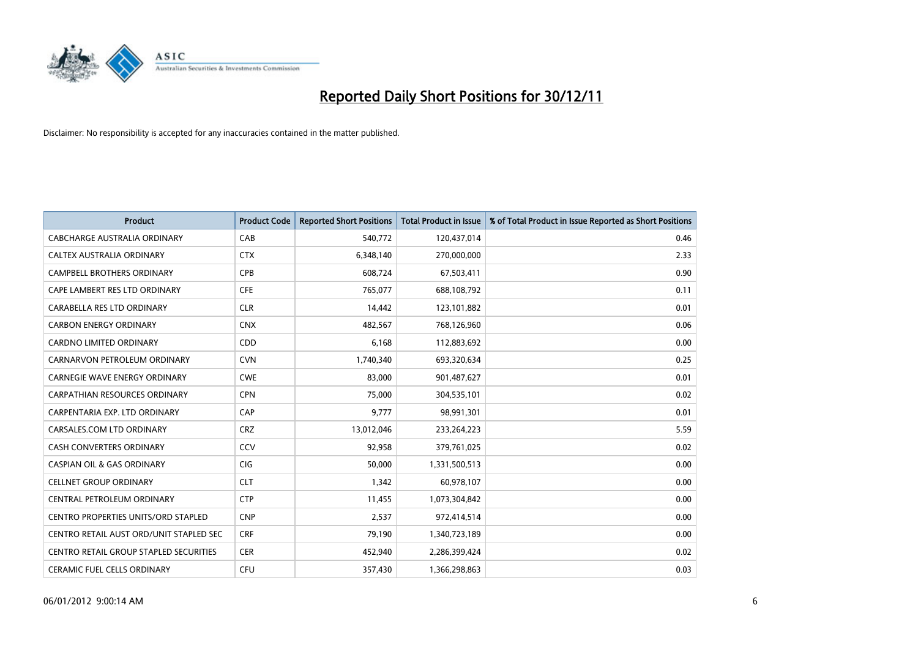# Reported Daily Short Positions for 30/12/11

Disclaimer: No responsibility is accepted for any inaccuracies contained in the matter published.

| Product | Product Code | Reported Short Positions | Total Product in Issue | % of Total Product in Issue Reported as Short Positions |
|---|---|---|---|---|
| CABCHARGE AUSTRALIA ORDINARY | CAB | 540,772 | 120,437,014 | 0.46 |
| CALTEX AUSTRALIA ORDINARY | CTX | 6,348,140 | 270,000,000 | 2.33 |
| CAMPBELL BROTHERS ORDINARY | CPB | 608,724 | 67,503,411 | 0.90 |
| CAPE LAMBERT RES LTD ORDINARY | CFE | 765,077 | 688,108,792 | 0.11 |
| CARABELLA RES LTD ORDINARY | CLR | 14,442 | 123,101,882 | 0.01 |
| CARBON ENERGY ORDINARY | CNX | 482,567 | 768,126,960 | 0.06 |
| CARDNO LIMITED ORDINARY | CDD | 6,168 | 112,883,692 | 0.00 |
| CARNARVON PETROLEUM ORDINARY | CVN | 1,740,340 | 693,320,634 | 0.25 |
| CARNEGIE WAVE ENERGY ORDINARY | CWE | 83,000 | 901,487,627 | 0.01 |
| CARPATHIAN RESOURCES ORDINARY | CPN | 75,000 | 304,535,101 | 0.02 |
| CARPENTARIA EXP. LTD ORDINARY | CAP | 9,777 | 98,991,301 | 0.01 |
| CARSALES.COM LTD ORDINARY | CRZ | 13,012,046 | 233,264,223 | 5.59 |
| CASH CONVERTERS ORDINARY | CCV | 92,958 | 379,761,025 | 0.02 |
| CASPIAN OIL & GAS ORDINARY | CIG | 50,000 | 1,331,500,513 | 0.00 |
| CELLNET GROUP ORDINARY | CLT | 1,342 | 60,978,107 | 0.00 |
| CENTRAL PETROLEUM ORDINARY | CTP | 11,455 | 1,073,304,842 | 0.00 |
| CENTRO PROPERTIES UNITS/ORD STAPLED | CNP | 2,537 | 972,414,514 | 0.00 |
| CENTRO RETAIL AUST ORD/UNIT STAPLED SEC | CRF | 79,190 | 1,340,723,189 | 0.00 |
| CENTRO RETAIL GROUP STAPLED SECURITIES | CER | 452,940 | 2,286,399,424 | 0.02 |
| CERAMIC FUEL CELLS ORDINARY | CFU | 357,430 | 1,366,298,863 | 0.03 |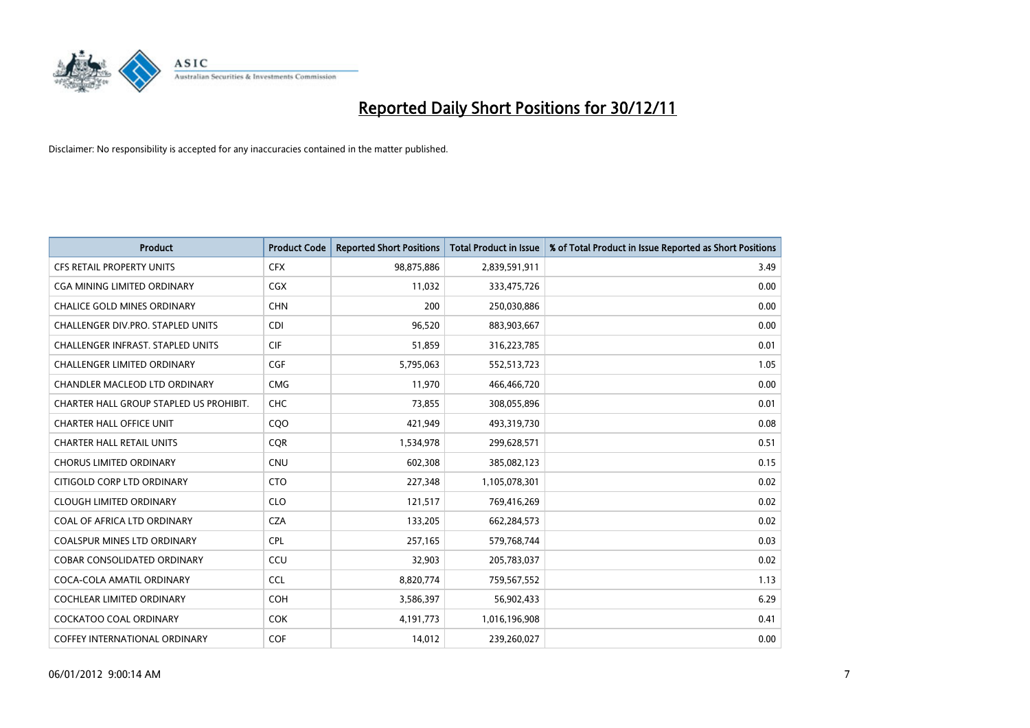# Reported Daily Short Positions for 30/12/11

Disclaimer: No responsibility is accepted for any inaccuracies contained in the matter published.

| Product | Product Code | Reported Short Positions | Total Product in Issue | % of Total Product in Issue Reported as Short Positions |
|---|---|---|---|---|
| CFS RETAIL PROPERTY UNITS | CFX | 98,875,886 | 2,839,591,911 | 3.49 |
| CGA MINING LIMITED ORDINARY | CGX | 11,032 | 333,475,726 | 0.00 |
| CHALICE GOLD MINES ORDINARY | CHN | 200 | 250,030,886 | 0.00 |
| CHALLENGER DIV.PRO. STAPLED UNITS | CDI | 96,520 | 883,903,667 | 0.00 |
| CHALLENGER INFRAST. STAPLED UNITS | CIF | 51,859 | 316,223,785 | 0.01 |
| CHALLENGER LIMITED ORDINARY | CGF | 5,795,063 | 552,513,723 | 1.05 |
| CHANDLER MACLEOD LTD ORDINARY | CMG | 11,970 | 466,466,720 | 0.00 |
| CHARTER HALL GROUP STAPLED US PROHIBIT. | CHC | 73,855 | 308,055,896 | 0.01 |
| CHARTER HALL OFFICE UNIT | CQO | 421,949 | 493,319,730 | 0.08 |
| CHARTER HALL RETAIL UNITS | CQR | 1,534,978 | 299,628,571 | 0.51 |
| CHORUS LIMITED ORDINARY | CNU | 602,308 | 385,082,123 | 0.15 |
| CITIGOLD CORP LTD ORDINARY | CTO | 227,348 | 1,105,078,301 | 0.02 |
| CLOUGH LIMITED ORDINARY | CLO | 121,517 | 769,416,269 | 0.02 |
| COAL OF AFRICA LTD ORDINARY | CZA | 133,205 | 662,284,573 | 0.02 |
| COALSPUR MINES LTD ORDINARY | CPL | 257,165 | 579,768,744 | 0.03 |
| COBAR CONSOLIDATED ORDINARY | CCU | 32,903 | 205,783,037 | 0.02 |
| COCA-COLA AMATIL ORDINARY | CCL | 8,820,774 | 759,567,552 | 1.13 |
| COCHLEAR LIMITED ORDINARY | COH | 3,586,397 | 56,902,433 | 6.29 |
| COCKATOO COAL ORDINARY | COK | 4,191,773 | 1,016,196,908 | 0.41 |
| COFFEY INTERNATIONAL ORDINARY | COF | 14,012 | 239,260,027 | 0.00 |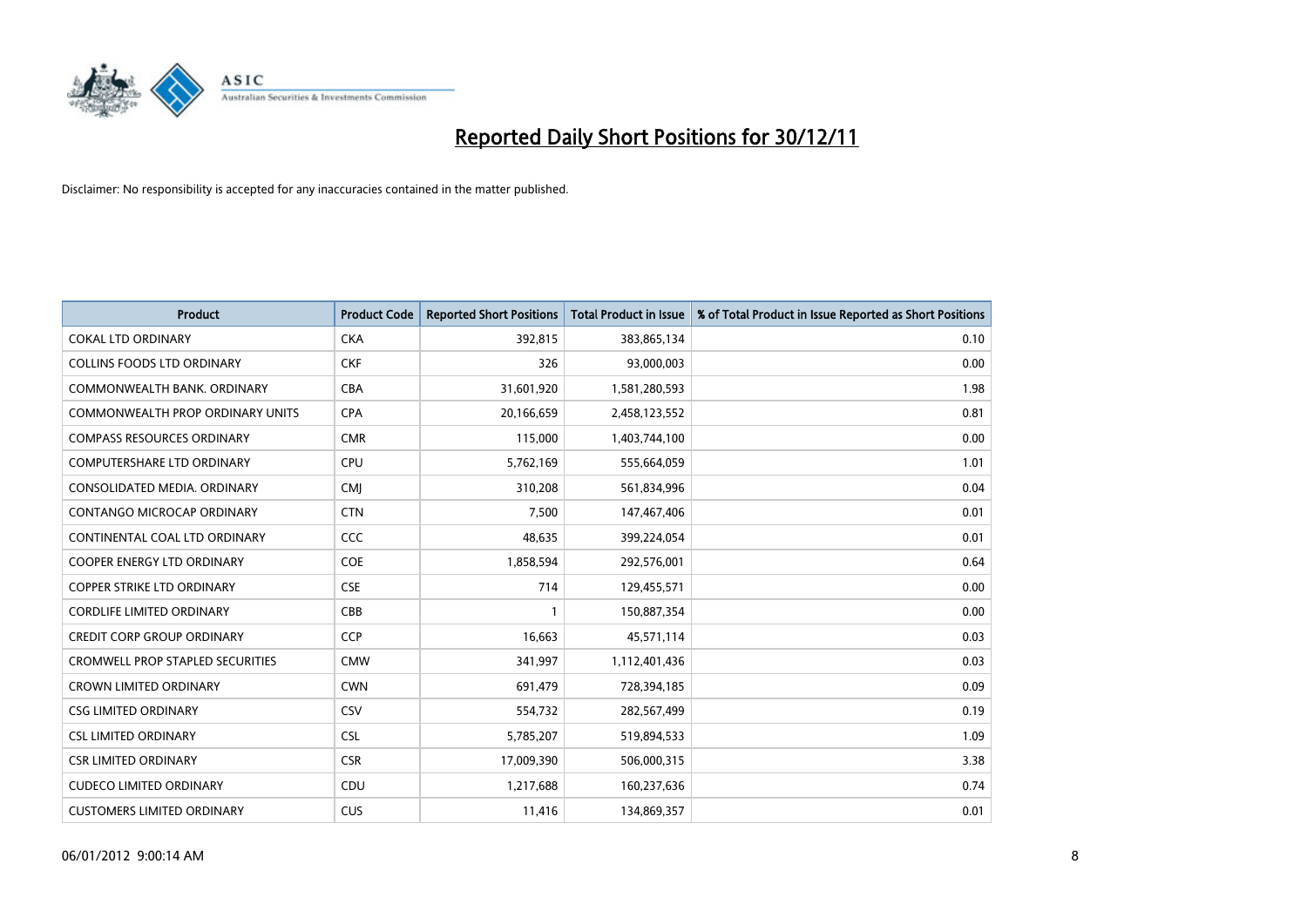# Reported Daily Short Positions for 30/12/11

Disclaimer: No responsibility is accepted for any inaccuracies contained in the matter published.

| Product | Product Code | Reported Short Positions | Total Product in Issue | % of Total Product in Issue Reported as Short Positions |
|---|---|---|---|---|
| COKAL LTD ORDINARY | CKA | 392,815 | 383,865,134 | 0.10 |
| COLLINS FOODS LTD ORDINARY | CKF | 326 | 93,000,003 | 0.00 |
| COMMONWEALTH BANK. ORDINARY | CBA | 31,601,920 | 1,581,280,593 | 1.98 |
| COMMONWEALTH PROP ORDINARY UNITS | CPA | 20,166,659 | 2,458,123,552 | 0.81 |
| COMPASS RESOURCES ORDINARY | CMR | 115,000 | 1,403,744,100 | 0.00 |
| COMPUTERSHARE LTD ORDINARY | CPU | 5,762,169 | 555,664,059 | 1.01 |
| CONSOLIDATED MEDIA. ORDINARY | CMJ | 310,208 | 561,834,996 | 0.04 |
| CONTANGO MICROCAP ORDINARY | CTN | 7,500 | 147,467,406 | 0.01 |
| CONTINENTAL COAL LTD ORDINARY | CCC | 48,635 | 399,224,054 | 0.01 |
| COOPER ENERGY LTD ORDINARY | COE | 1,858,594 | 292,576,001 | 0.64 |
| COPPER STRIKE LTD ORDINARY | CSE | 714 | 129,455,571 | 0.00 |
| CORDLIFE LIMITED ORDINARY | CBB | 1 | 150,887,354 | 0.00 |
| CREDIT CORP GROUP ORDINARY | CCP | 16,663 | 45,571,114 | 0.03 |
| CROMWELL PROP STAPLED SECURITIES | CMW | 341,997 | 1,112,401,436 | 0.03 |
| CROWN LIMITED ORDINARY | CWN | 691,479 | 728,394,185 | 0.09 |
| CSG LIMITED ORDINARY | CSV | 554,732 | 282,567,499 | 0.19 |
| CSL LIMITED ORDINARY | CSL | 5,785,207 | 519,894,533 | 1.09 |
| CSR LIMITED ORDINARY | CSR | 17,009,390 | 506,000,315 | 3.38 |
| CUDECO LIMITED ORDINARY | CDU | 1,217,688 | 160,237,636 | 0.74 |
| CUSTOMERS LIMITED ORDINARY | CUS | 11,416 | 134,869,357 | 0.01 |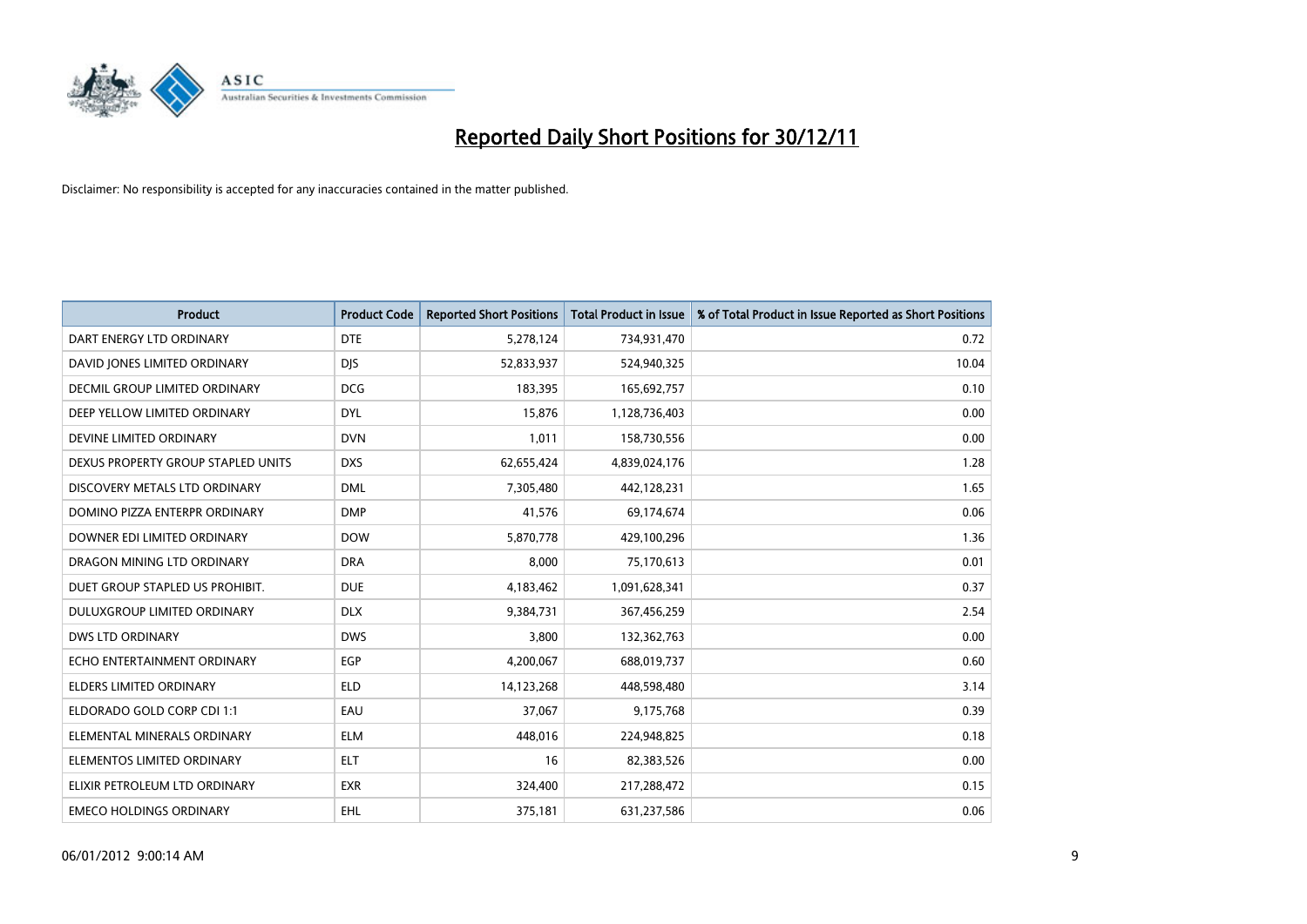# Reported Daily Short Positions for 30/12/11

Disclaimer: No responsibility is accepted for any inaccuracies contained in the matter published.

| Product | Product Code | Reported Short Positions | Total Product in Issue | % of Total Product in Issue Reported as Short Positions |
|---|---|---|---|---|
| DART ENERGY LTD ORDINARY | DTE | 5,278,124 | 734,931,470 | 0.72 |
| DAVID JONES LIMITED ORDINARY | DJS | 52,833,937 | 524,940,325 | 10.04 |
| DECMIL GROUP LIMITED ORDINARY | DCG | 183,395 | 165,692,757 | 0.10 |
| DEEP YELLOW LIMITED ORDINARY | DYL | 15,876 | 1,128,736,403 | 0.00 |
| DEVINE LIMITED ORDINARY | DVN | 1,011 | 158,730,556 | 0.00 |
| DEXUS PROPERTY GROUP STAPLED UNITS | DXS | 62,655,424 | 4,839,024,176 | 1.28 |
| DISCOVERY METALS LTD ORDINARY | DML | 7,305,480 | 442,128,231 | 1.65 |
| DOMINO PIZZA ENTERPR ORDINARY | DMP | 41,576 | 69,174,674 | 0.06 |
| DOWNER EDI LIMITED ORDINARY | DOW | 5,870,778 | 429,100,296 | 1.36 |
| DRAGON MINING LTD ORDINARY | DRA | 8,000 | 75,170,613 | 0.01 |
| DUET GROUP STAPLED US PROHIBIT. | DUE | 4,183,462 | 1,091,628,341 | 0.37 |
| DULUXGROUP LIMITED ORDINARY | DLX | 9,384,731 | 367,456,259 | 2.54 |
| DWS LTD ORDINARY | DWS | 3,800 | 132,362,763 | 0.00 |
| ECHO ENTERTAINMENT ORDINARY | EGP | 4,200,067 | 688,019,737 | 0.60 |
| ELDERS LIMITED ORDINARY | ELD | 14,123,268 | 448,598,480 | 3.14 |
| ELDORADO GOLD CORP CDI 1:1 | EAU | 37,067 | 9,175,768 | 0.39 |
| ELEMENTAL MINERALS ORDINARY | ELM | 448,016 | 224,948,825 | 0.18 |
| ELEMENTOS LIMITED ORDINARY | ELT | 16 | 82,383,526 | 0.00 |
| ELIXIR PETROLEUM LTD ORDINARY | EXR | 324,400 | 217,288,472 | 0.15 |
| EMECO HOLDINGS ORDINARY | EHL | 375,181 | 631,237,586 | 0.06 |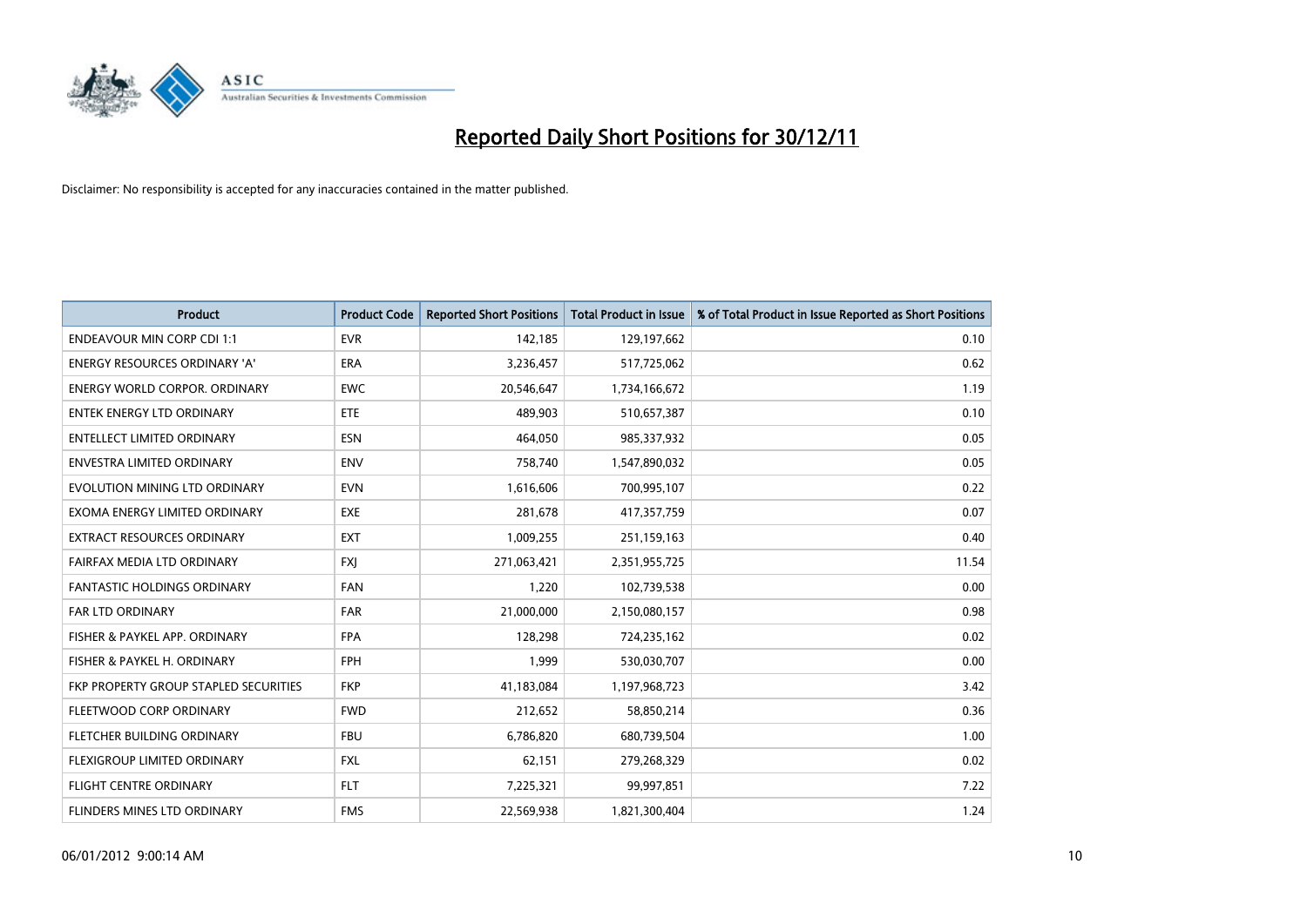# Reported Daily Short Positions for 30/12/11

Disclaimer: No responsibility is accepted for any inaccuracies contained in the matter published.

| Product | Product Code | Reported Short Positions | Total Product in Issue | % of Total Product in Issue Reported as Short Positions |
|---|---|---|---|---|
| ENDEAVOUR MIN CORP CDI 1:1 | EVR | 142,185 | 129,197,662 | 0.10 |
| ENERGY RESOURCES ORDINARY 'A' | ERA | 3,236,457 | 517,725,062 | 0.62 |
| ENERGY WORLD CORPOR. ORDINARY | EWC | 20,546,647 | 1,734,166,672 | 1.19 |
| ENTEK ENERGY LTD ORDINARY | ETE | 489,903 | 510,657,387 | 0.10 |
| ENTELLECT LIMITED ORDINARY | ESN | 464,050 | 985,337,932 | 0.05 |
| ENVESTRA LIMITED ORDINARY | ENV | 758,740 | 1,547,890,032 | 0.05 |
| EVOLUTION MINING LTD ORDINARY | EVN | 1,616,606 | 700,995,107 | 0.22 |
| EXOMA ENERGY LIMITED ORDINARY | EXE | 281,678 | 417,357,759 | 0.07 |
| EXTRACT RESOURCES ORDINARY | EXT | 1,009,255 | 251,159,163 | 0.40 |
| FAIRFAX MEDIA LTD ORDINARY | FXJ | 271,063,421 | 2,351,955,725 | 11.54 |
| FANTASTIC HOLDINGS ORDINARY | FAN | 1,220 | 102,739,538 | 0.00 |
| FAR LTD ORDINARY | FAR | 21,000,000 | 2,150,080,157 | 0.98 |
| FISHER & PAYKEL APP. ORDINARY | FPA | 128,298 | 724,235,162 | 0.02 |
| FISHER & PAYKEL H. ORDINARY | FPH | 1,999 | 530,030,707 | 0.00 |
| FKP PROPERTY GROUP STAPLED SECURITIES | FKP | 41,183,084 | 1,197,968,723 | 3.42 |
| FLEETWOOD CORP ORDINARY | FWD | 212,652 | 58,850,214 | 0.36 |
| FLETCHER BUILDING ORDINARY | FBU | 6,786,820 | 680,739,504 | 1.00 |
| FLEXIGROUP LIMITED ORDINARY | FXL | 62,151 | 279,268,329 | 0.02 |
| FLIGHT CENTRE ORDINARY | FLT | 7,225,321 | 99,997,851 | 7.22 |
| FLINDERS MINES LTD ORDINARY | FMS | 22,569,938 | 1,821,300,404 | 1.24 |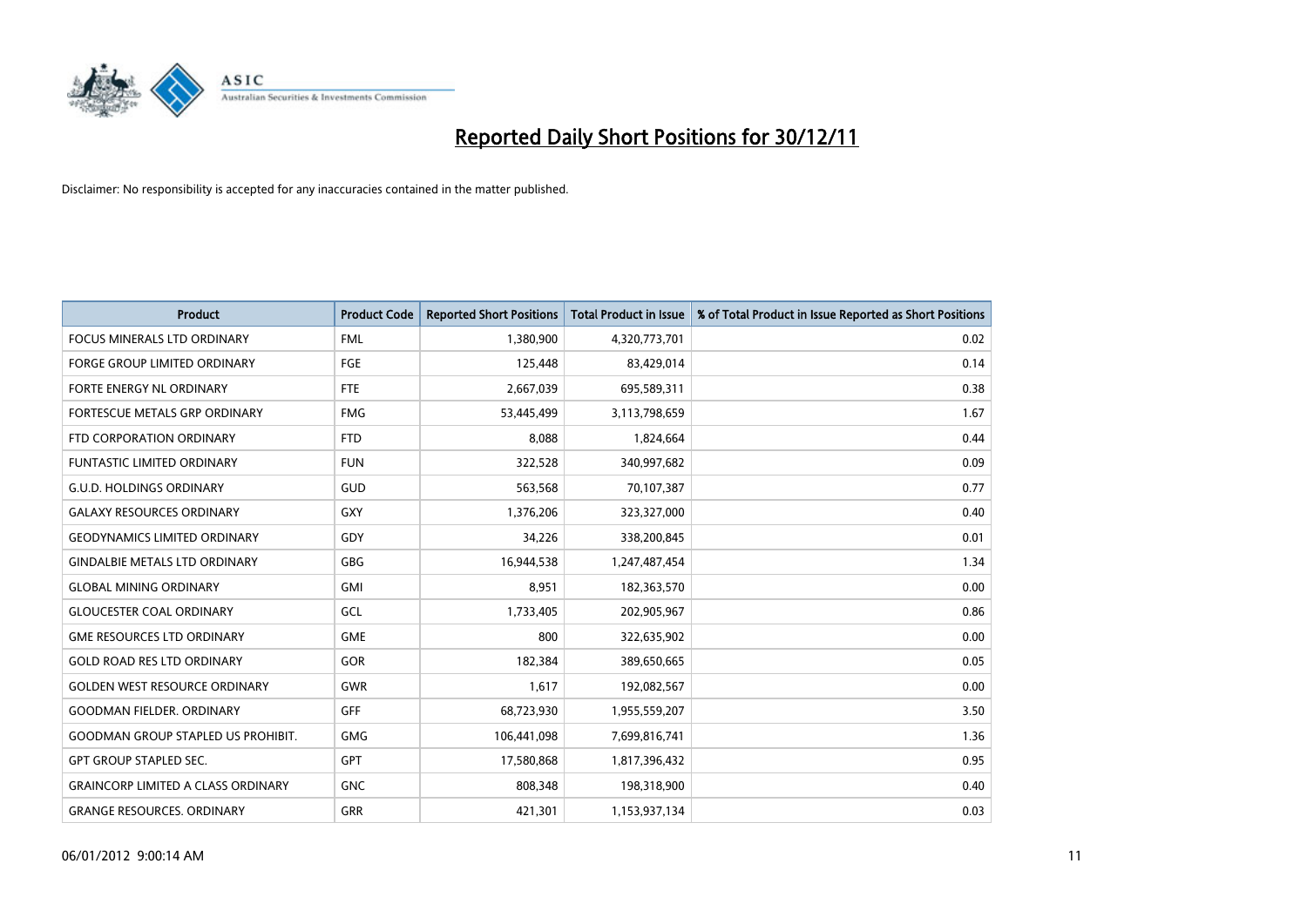# Reported Daily Short Positions for 30/12/11

Disclaimer: No responsibility is accepted for any inaccuracies contained in the matter published.

| Product | Product Code | Reported Short Positions | Total Product in Issue | % of Total Product in Issue Reported as Short Positions |
|---|---|---|---|---|
| FOCUS MINERALS LTD ORDINARY | FML | 1,380,900 | 4,320,773,701 | 0.02 |
| FORGE GROUP LIMITED ORDINARY | FGE | 125,448 | 83,429,014 | 0.14 |
| FORTE ENERGY NL ORDINARY | FTE | 2,667,039 | 695,589,311 | 0.38 |
| FORTESCUE METALS GRP ORDINARY | FMG | 53,445,499 | 3,113,798,659 | 1.67 |
| FTD CORPORATION ORDINARY | FTD | 8,088 | 1,824,664 | 0.44 |
| FUNTASTIC LIMITED ORDINARY | FUN | 322,528 | 340,997,682 | 0.09 |
| G.U.D. HOLDINGS ORDINARY | GUD | 563,568 | 70,107,387 | 0.77 |
| GALAXY RESOURCES ORDINARY | GXY | 1,376,206 | 323,327,000 | 0.40 |
| GEODYNAMICS LIMITED ORDINARY | GDY | 34,226 | 338,200,845 | 0.01 |
| GINDALBIE METALS LTD ORDINARY | GBG | 16,944,538 | 1,247,487,454 | 1.34 |
| GLOBAL MINING ORDINARY | GMI | 8,951 | 182,363,570 | 0.00 |
| GLOUCESTER COAL ORDINARY | GCL | 1,733,405 | 202,905,967 | 0.86 |
| GME RESOURCES LTD ORDINARY | GME | 800 | 322,635,902 | 0.00 |
| GOLD ROAD RES LTD ORDINARY | GOR | 182,384 | 389,650,665 | 0.05 |
| GOLDEN WEST RESOURCE ORDINARY | GWR | 1,617 | 192,082,567 | 0.00 |
| GOODMAN FIELDER. ORDINARY | GFF | 68,723,930 | 1,955,559,207 | 3.50 |
| GOODMAN GROUP STAPLED US PROHIBIT. | GMG | 106,441,098 | 7,699,816,741 | 1.36 |
| GPT GROUP STAPLED SEC. | GPT | 17,580,868 | 1,817,396,432 | 0.95 |
| GRAINCORP LIMITED A CLASS ORDINARY | GNC | 808,348 | 198,318,900 | 0.40 |
| GRANGE RESOURCES. ORDINARY | GRR | 421,301 | 1,153,937,134 | 0.03 |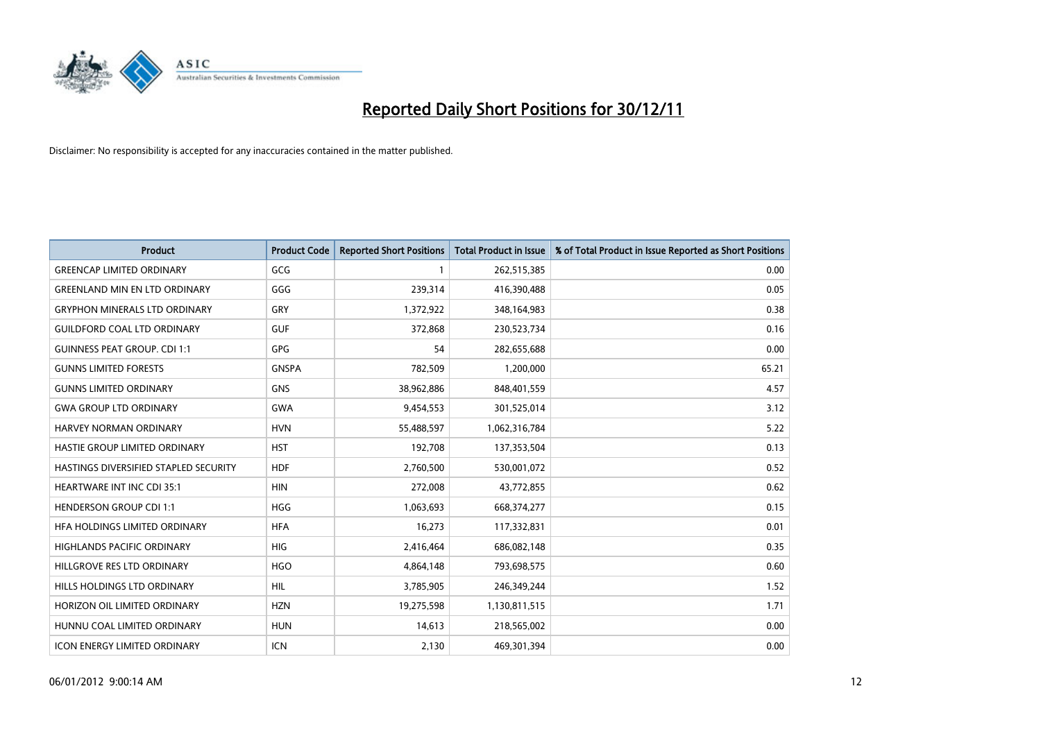# Reported Daily Short Positions for 30/12/11

Disclaimer: No responsibility is accepted for any inaccuracies contained in the matter published.

| Product | Product Code | Reported Short Positions | Total Product in Issue | % of Total Product in Issue Reported as Short Positions |
|---|---|---|---|---|
| GREENCAP LIMITED ORDINARY | GCG | 1 | 262,515,385 | 0.00 |
| GREENLAND MIN EN LTD ORDINARY | GGG | 239,314 | 416,390,488 | 0.05 |
| GRYPHON MINERALS LTD ORDINARY | GRY | 1,372,922 | 348,164,983 | 0.38 |
| GUILDFORD COAL LTD ORDINARY | GUF | 372,868 | 230,523,734 | 0.16 |
| GUINNESS PEAT GROUP. CDI 1:1 | GPG | 54 | 282,655,688 | 0.00 |
| GUNNS LIMITED FORESTS | GNSPA | 782,509 | 1,200,000 | 65.21 |
| GUNNS LIMITED ORDINARY | GNS | 38,962,886 | 848,401,559 | 4.57 |
| GWA GROUP LTD ORDINARY | GWA | 9,454,553 | 301,525,014 | 3.12 |
| HARVEY NORMAN ORDINARY | HVN | 55,488,597 | 1,062,316,784 | 5.22 |
| HASTIE GROUP LIMITED ORDINARY | HST | 192,708 | 137,353,504 | 0.13 |
| HASTINGS DIVERSIFIED STAPLED SECURITY | HDF | 2,760,500 | 530,001,072 | 0.52 |
| HEARTWARE INT INC CDI 35:1 | HIN | 272,008 | 43,772,855 | 0.62 |
| HENDERSON GROUP CDI 1:1 | HGG | 1,063,693 | 668,374,277 | 0.15 |
| HFA HOLDINGS LIMITED ORDINARY | HFA | 16,273 | 117,332,831 | 0.01 |
| HIGHLANDS PACIFIC ORDINARY | HIG | 2,416,464 | 686,082,148 | 0.35 |
| HILLGROVE RES LTD ORDINARY | HGO | 4,864,148 | 793,698,575 | 0.60 |
| HILLS HOLDINGS LTD ORDINARY | HIL | 3,785,905 | 246,349,244 | 1.52 |
| HORIZON OIL LIMITED ORDINARY | HZN | 19,275,598 | 1,130,811,515 | 1.71 |
| HUNNU COAL LIMITED ORDINARY | HUN | 14,613 | 218,565,002 | 0.00 |
| ICON ENERGY LIMITED ORDINARY | ICN | 2,130 | 469,301,394 | 0.00 |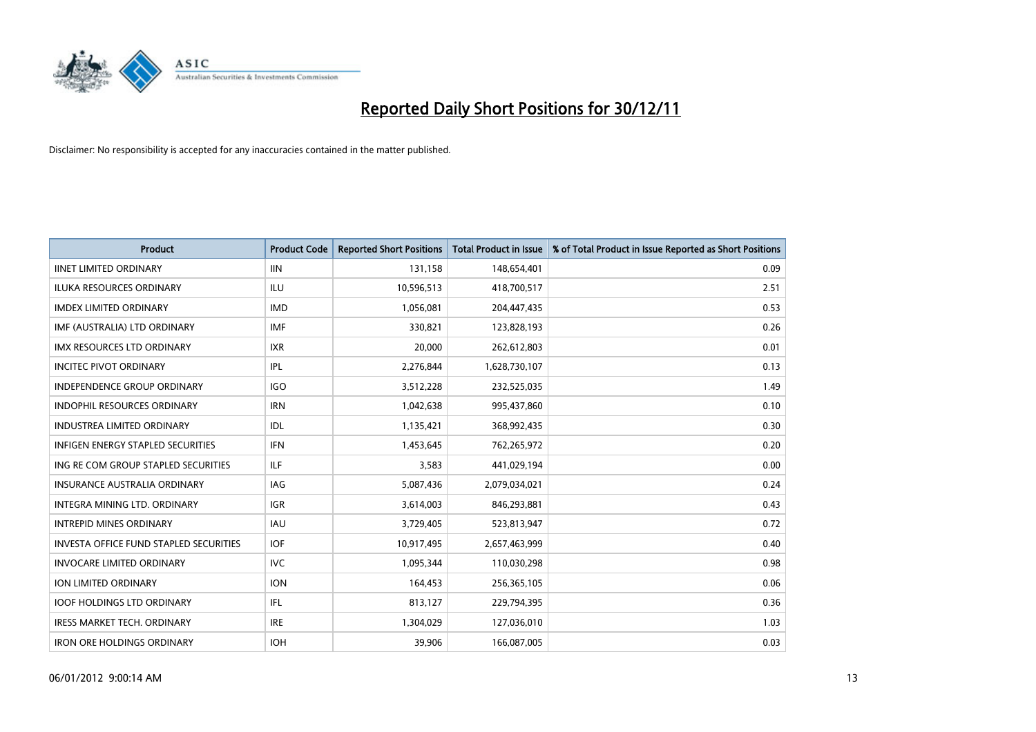# Reported Daily Short Positions for 30/12/11

Disclaimer: No responsibility is accepted for any inaccuracies contained in the matter published.

| Product | Product Code | Reported Short Positions | Total Product in Issue | % of Total Product in Issue Reported as Short Positions |
|---|---|---|---|---|
| IINET LIMITED ORDINARY | IIN | 131,158 | 148,654,401 | 0.09 |
| ILUKA RESOURCES ORDINARY | ILU | 10,596,513 | 418,700,517 | 2.51 |
| IMDEX LIMITED ORDINARY | IMD | 1,056,081 | 204,447,435 | 0.53 |
| IMF (AUSTRALIA) LTD ORDINARY | IMF | 330,821 | 123,828,193 | 0.26 |
| IMX RESOURCES LTD ORDINARY | IXR | 20,000 | 262,612,803 | 0.01 |
| INCITEC PIVOT ORDINARY | IPL | 2,276,844 | 1,628,730,107 | 0.13 |
| INDEPENDENCE GROUP ORDINARY | IGO | 3,512,228 | 232,525,035 | 1.49 |
| INDOPHIL RESOURCES ORDINARY | IRN | 1,042,638 | 995,437,860 | 0.10 |
| INDUSTREA LIMITED ORDINARY | IDL | 1,135,421 | 368,992,435 | 0.30 |
| INFIGEN ENERGY STAPLED SECURITIES | IFN | 1,453,645 | 762,265,972 | 0.20 |
| ING RE COM GROUP STAPLED SECURITIES | ILF | 3,583 | 441,029,194 | 0.00 |
| INSURANCE AUSTRALIA ORDINARY | IAG | 5,087,436 | 2,079,034,021 | 0.24 |
| INTEGRA MINING LTD. ORDINARY | IGR | 3,614,003 | 846,293,881 | 0.43 |
| INTREPID MINES ORDINARY | IAU | 3,729,405 | 523,813,947 | 0.72 |
| INVESTA OFFICE FUND STAPLED SECURITIES | IOF | 10,917,495 | 2,657,463,999 | 0.40 |
| INVOCARE LIMITED ORDINARY | IVC | 1,095,344 | 110,030,298 | 0.98 |
| ION LIMITED ORDINARY | ION | 164,453 | 256,365,105 | 0.06 |
| IOOF HOLDINGS LTD ORDINARY | IFL | 813,127 | 229,794,395 | 0.36 |
| IRESS MARKET TECH. ORDINARY | IRE | 1,304,029 | 127,036,010 | 1.03 |
| IRON ORE HOLDINGS ORDINARY | IOH | 39,906 | 166,087,005 | 0.03 |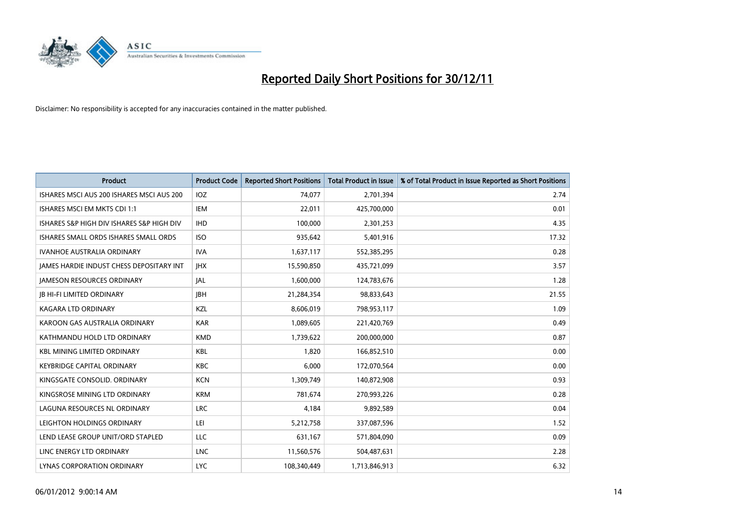# Reported Daily Short Positions for 30/12/11

Disclaimer: No responsibility is accepted for any inaccuracies contained in the matter published.

| Product | Product Code | Reported Short Positions | Total Product in Issue | % of Total Product in Issue Reported as Short Positions |
|---|---|---|---|---|
| ISHARES MSCI AUS 200 ISHARES MSCI AUS 200 | IOZ | 74,077 | 2,701,394 | 2.74 |
| ISHARES MSCI EM MKTS CDI 1:1 | IEM | 22,011 | 425,700,000 | 0.01 |
| ISHARES S&P HIGH DIV ISHARES S&P HIGH DIV | IHD | 100,000 | 2,301,253 | 4.35 |
| ISHARES SMALL ORDS ISHARES SMALL ORDS | ISO | 935,642 | 5,401,916 | 17.32 |
| IVANHOE AUSTRALIA ORDINARY | IVA | 1,637,117 | 552,385,295 | 0.28 |
| JAMES HARDIE INDUST CHESS DEPOSITARY INT | JHX | 15,590,850 | 435,721,099 | 3.57 |
| JAMESON RESOURCES ORDINARY | JAL | 1,600,000 | 124,783,676 | 1.28 |
| JB HI-FI LIMITED ORDINARY | JBH | 21,284,354 | 98,833,643 | 21.55 |
| KAGARA LTD ORDINARY | KZL | 8,606,019 | 798,953,117 | 1.09 |
| KAROON GAS AUSTRALIA ORDINARY | KAR | 1,089,605 | 221,420,769 | 0.49 |
| KATHMANDU HOLD LTD ORDINARY | KMD | 1,739,622 | 200,000,000 | 0.87 |
| KBL MINING LIMITED ORDINARY | KBL | 1,820 | 166,852,510 | 0.00 |
| KEYBRIDGE CAPITAL ORDINARY | KBC | 6,000 | 172,070,564 | 0.00 |
| KINGSGATE CONSOLID. ORDINARY | KCN | 1,309,749 | 140,872,908 | 0.93 |
| KINGSROSE MINING LTD ORDINARY | KRM | 781,674 | 270,993,226 | 0.28 |
| LAGUNA RESOURCES NL ORDINARY | LRC | 4,184 | 9,892,589 | 0.04 |
| LEIGHTON HOLDINGS ORDINARY | LEI | 5,212,758 | 337,087,596 | 1.52 |
| LEND LEASE GROUP UNIT/ORD STAPLED | LLC | 631,167 | 571,804,090 | 0.09 |
| LINC ENERGY LTD ORDINARY | LNC | 11,560,576 | 504,487,631 | 2.28 |
| LYNAS CORPORATION ORDINARY | LYC | 108,340,449 | 1,713,846,913 | 6.32 |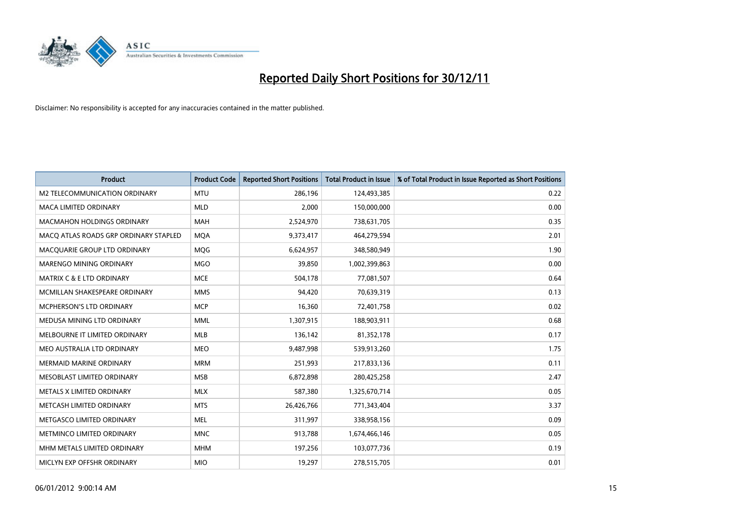# Reported Daily Short Positions for 30/12/11

Disclaimer: No responsibility is accepted for any inaccuracies contained in the matter published.

| Product | Product Code | Reported Short Positions | Total Product in Issue | % of Total Product in Issue Reported as Short Positions |
|---|---|---|---|---|
| M2 TELECOMMUNICATION ORDINARY | MTU | 286,196 | 124,493,385 | 0.22 |
| MACA LIMITED ORDINARY | MLD | 2,000 | 150,000,000 | 0.00 |
| MACMAHON HOLDINGS ORDINARY | MAH | 2,524,970 | 738,631,705 | 0.35 |
| MACQ ATLAS ROADS GRP ORDINARY STAPLED | MQA | 9,373,417 | 464,279,594 | 2.01 |
| MACQUARIE GROUP LTD ORDINARY | MQG | 6,624,957 | 348,580,949 | 1.90 |
| MARENGO MINING ORDINARY | MGO | 39,850 | 1,002,399,863 | 0.00 |
| MATRIX C & E LTD ORDINARY | MCE | 504,178 | 77,081,507 | 0.64 |
| MCMILLAN SHAKESPEARE ORDINARY | MMS | 94,420 | 70,639,319 | 0.13 |
| MCPHERSON'S LTD ORDINARY | MCP | 16,360 | 72,401,758 | 0.02 |
| MEDUSA MINING LTD ORDINARY | MML | 1,307,915 | 188,903,911 | 0.68 |
| MELBOURNE IT LIMITED ORDINARY | MLB | 136,142 | 81,352,178 | 0.17 |
| MEO AUSTRALIA LTD ORDINARY | MEO | 9,487,998 | 539,913,260 | 1.75 |
| MERMAID MARINE ORDINARY | MRM | 251,993 | 217,833,136 | 0.11 |
| MESOBLAST LIMITED ORDINARY | MSB | 6,872,898 | 280,425,258 | 2.47 |
| METALS X LIMITED ORDINARY | MLX | 587,380 | 1,325,670,714 | 0.05 |
| METCASH LIMITED ORDINARY | MTS | 26,426,766 | 771,343,404 | 3.37 |
| METGASCO LIMITED ORDINARY | MEL | 311,997 | 338,958,156 | 0.09 |
| METMINCO LIMITED ORDINARY | MNC | 913,788 | 1,674,466,146 | 0.05 |
| MHM METALS LIMITED ORDINARY | MHM | 197,256 | 103,077,736 | 0.19 |
| MICLYN EXP OFFSHR ORDINARY | MIO | 19,297 | 278,515,705 | 0.01 |

06/01/2012 9:00:14 AM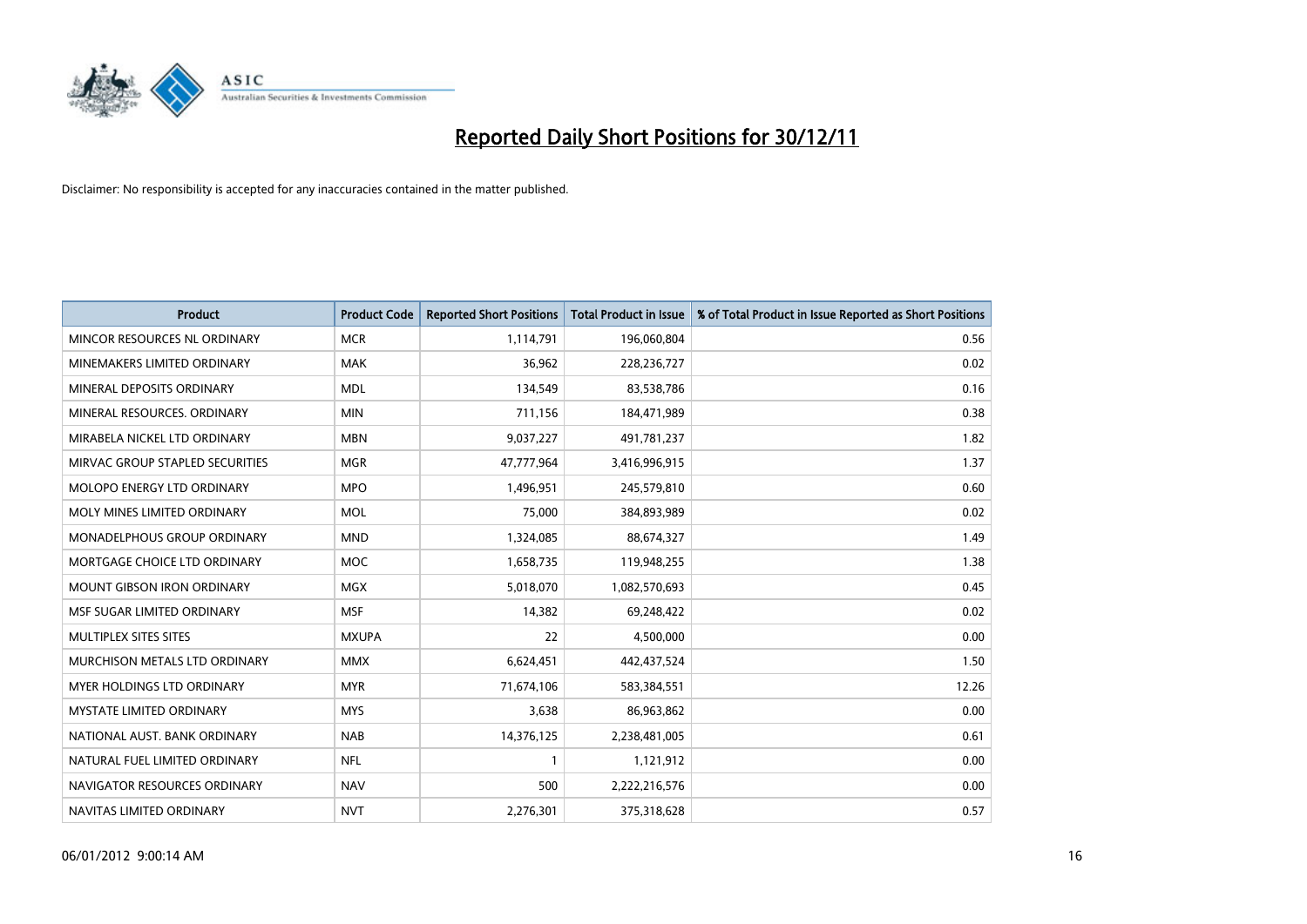# Reported Daily Short Positions for 30/12/11

Disclaimer: No responsibility is accepted for any inaccuracies contained in the matter published.

| Product | Product Code | Reported Short Positions | Total Product in Issue | % of Total Product in Issue Reported as Short Positions |
|---|---|---|---|---|
| MINCOR RESOURCES NL ORDINARY | MCR | 1,114,791 | 196,060,804 | 0.56 |
| MINEMAKERS LIMITED ORDINARY | MAK | 36,962 | 228,236,727 | 0.02 |
| MINERAL DEPOSITS ORDINARY | MDL | 134,549 | 83,538,786 | 0.16 |
| MINERAL RESOURCES. ORDINARY | MIN | 711,156 | 184,471,989 | 0.38 |
| MIRABELA NICKEL LTD ORDINARY | MBN | 9,037,227 | 491,781,237 | 1.82 |
| MIRVAC GROUP STAPLED SECURITIES | MGR | 47,777,964 | 3,416,996,915 | 1.37 |
| MOLOPO ENERGY LTD ORDINARY | MPO | 1,496,951 | 245,579,810 | 0.60 |
| MOLY MINES LIMITED ORDINARY | MOL | 75,000 | 384,893,989 | 0.02 |
| MONADELPHOUS GROUP ORDINARY | MND | 1,324,085 | 88,674,327 | 1.49 |
| MORTGAGE CHOICE LTD ORDINARY | MOC | 1,658,735 | 119,948,255 | 1.38 |
| MOUNT GIBSON IRON ORDINARY | MGX | 5,018,070 | 1,082,570,693 | 0.45 |
| MSF SUGAR LIMITED ORDINARY | MSF | 14,382 | 69,248,422 | 0.02 |
| MULTIPLEX SITES SITES | MXUPA | 22 | 4,500,000 | 0.00 |
| MURCHISON METALS LTD ORDINARY | MMX | 6,624,451 | 442,437,524 | 1.50 |
| MYER HOLDINGS LTD ORDINARY | MYR | 71,674,106 | 583,384,551 | 12.26 |
| MYSTATE LIMITED ORDINARY | MYS | 3,638 | 86,963,862 | 0.00 |
| NATIONAL AUST. BANK ORDINARY | NAB | 14,376,125 | 2,238,481,005 | 0.61 |
| NATURAL FUEL LIMITED ORDINARY | NFL | 1 | 1,121,912 | 0.00 |
| NAVIGATOR RESOURCES ORDINARY | NAV | 500 | 2,222,216,576 | 0.00 |
| NAVITAS LIMITED ORDINARY | NVT | 2,276,301 | 375,318,628 | 0.57 |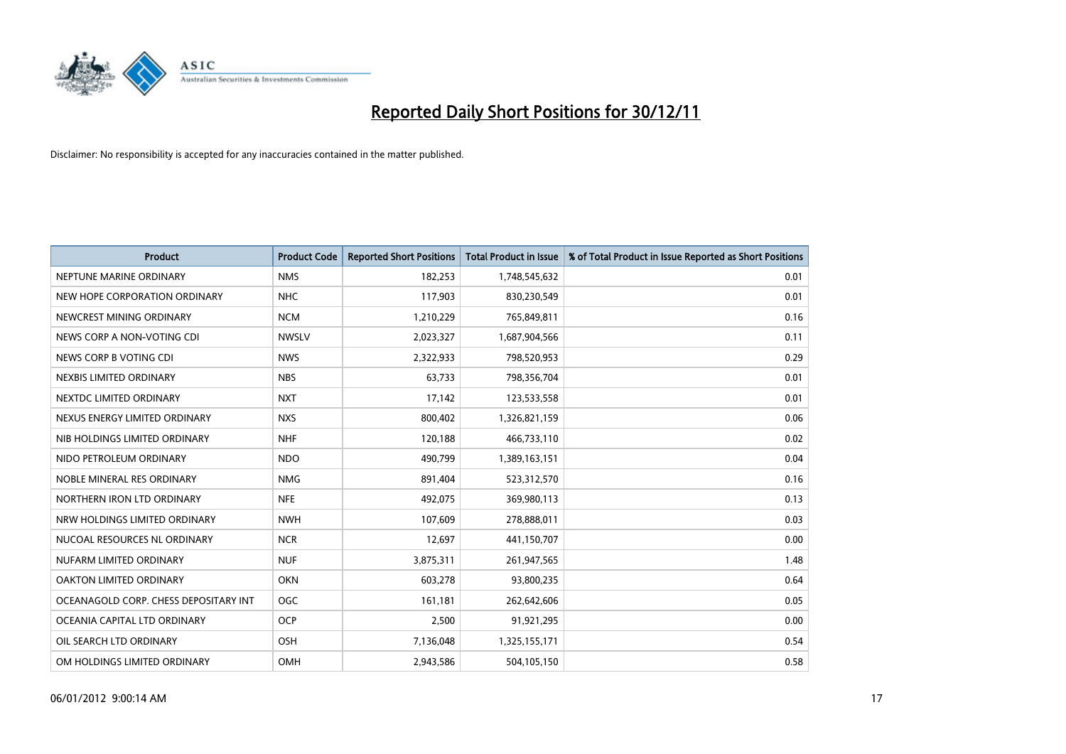# Reported Daily Short Positions for 30/12/11

Disclaimer: No responsibility is accepted for any inaccuracies contained in the matter published.

| Product | Product Code | Reported Short Positions | Total Product in Issue | % of Total Product in Issue Reported as Short Positions |
|---|---|---|---|---|
| NEPTUNE MARINE ORDINARY | NMS | 182,253 | 1,748,545,632 | 0.01 |
| NEW HOPE CORPORATION ORDINARY | NHC | 117,903 | 830,230,549 | 0.01 |
| NEWCREST MINING ORDINARY | NCM | 1,210,229 | 765,849,811 | 0.16 |
| NEWS CORP A NON-VOTING CDI | NWSLV | 2,023,327 | 1,687,904,566 | 0.11 |
| NEWS CORP B VOTING CDI | NWS | 2,322,933 | 798,520,953 | 0.29 |
| NEXBIS LIMITED ORDINARY | NBS | 63,733 | 798,356,704 | 0.01 |
| NEXTDC LIMITED ORDINARY | NXT | 17,142 | 123,533,558 | 0.01 |
| NEXUS ENERGY LIMITED ORDINARY | NXS | 800,402 | 1,326,821,159 | 0.06 |
| NIB HOLDINGS LIMITED ORDINARY | NHF | 120,188 | 466,733,110 | 0.02 |
| NIDO PETROLEUM ORDINARY | NDO | 490,799 | 1,389,163,151 | 0.04 |
| NOBLE MINERAL RES ORDINARY | NMG | 891,404 | 523,312,570 | 0.16 |
| NORTHERN IRON LTD ORDINARY | NFE | 492,075 | 369,980,113 | 0.13 |
| NRW HOLDINGS LIMITED ORDINARY | NWH | 107,609 | 278,888,011 | 0.03 |
| NUCOAL RESOURCES NL ORDINARY | NCR | 12,697 | 441,150,707 | 0.00 |
| NUFARM LIMITED ORDINARY | NUF | 3,875,311 | 261,947,565 | 1.48 |
| OAKTON LIMITED ORDINARY | OKN | 603,278 | 93,800,235 | 0.64 |
| OCEANAGOLD CORP. CHESS DEPOSITARY INT | OGC | 161,181 | 262,642,606 | 0.05 |
| OCEANIA CAPITAL LTD ORDINARY | OCP | 2,500 | 91,921,295 | 0.00 |
| OIL SEARCH LTD ORDINARY | OSH | 7,136,048 | 1,325,155,171 | 0.54 |
| OM HOLDINGS LIMITED ORDINARY | OMH | 2,943,586 | 504,105,150 | 0.58 |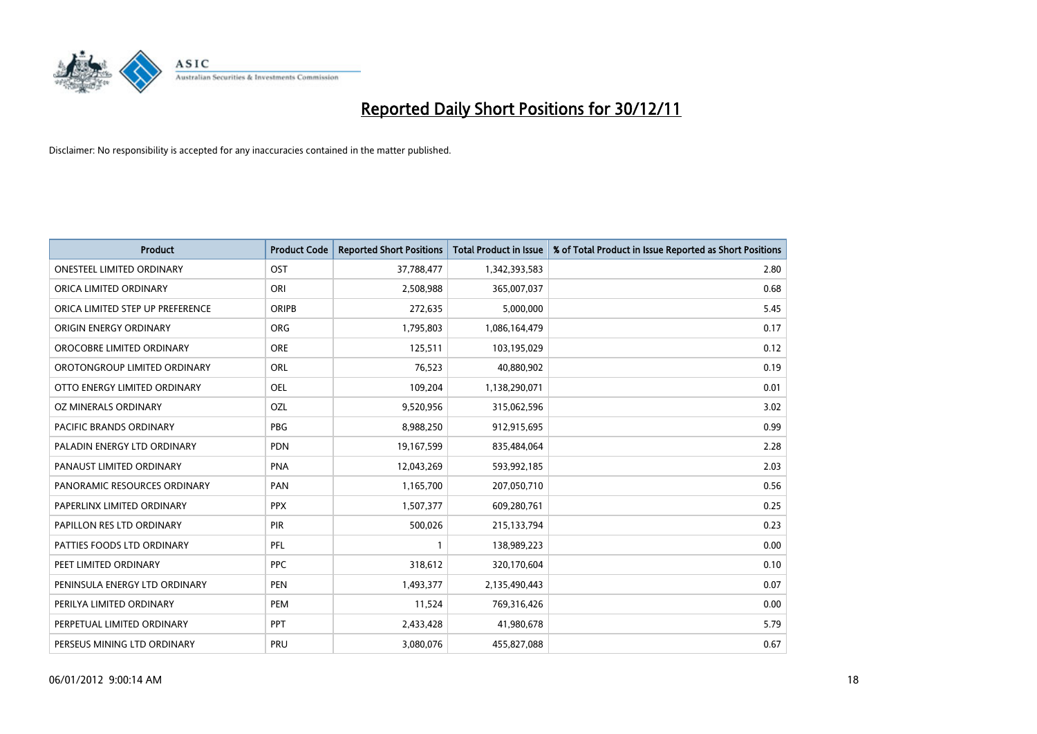# Reported Daily Short Positions for 30/12/11

Disclaimer: No responsibility is accepted for any inaccuracies contained in the matter published.

| Product | Product Code | Reported Short Positions | Total Product in Issue | % of Total Product in Issue Reported as Short Positions |
|---|---|---|---|---|
| ONESTEEL LIMITED ORDINARY | OST | 37,788,477 | 1,342,393,583 | 2.80 |
| ORICA LIMITED ORDINARY | ORI | 2,508,988 | 365,007,037 | 0.68 |
| ORICA LIMITED STEP UP PREFERENCE | ORIPB | 272,635 | 5,000,000 | 5.45 |
| ORIGIN ENERGY ORDINARY | ORG | 1,795,803 | 1,086,164,479 | 0.17 |
| OROCOBRE LIMITED ORDINARY | ORE | 125,511 | 103,195,029 | 0.12 |
| OROTONGROUP LIMITED ORDINARY | ORL | 76,523 | 40,880,902 | 0.19 |
| OTTO ENERGY LIMITED ORDINARY | OEL | 109,204 | 1,138,290,071 | 0.01 |
| OZ MINERALS ORDINARY | OZL | 9,520,956 | 315,062,596 | 3.02 |
| PACIFIC BRANDS ORDINARY | PBG | 8,988,250 | 912,915,695 | 0.99 |
| PALADIN ENERGY LTD ORDINARY | PDN | 19,167,599 | 835,484,064 | 2.28 |
| PANAUST LIMITED ORDINARY | PNA | 12,043,269 | 593,992,185 | 2.03 |
| PANORAMIC RESOURCES ORDINARY | PAN | 1,165,700 | 207,050,710 | 0.56 |
| PAPERLINX LIMITED ORDINARY | PPX | 1,507,377 | 609,280,761 | 0.25 |
| PAPILLON RES LTD ORDINARY | PIR | 500,026 | 215,133,794 | 0.23 |
| PATTIES FOODS LTD ORDINARY | PFL | 1 | 138,989,223 | 0.00 |
| PEET LIMITED ORDINARY | PPC | 318,612 | 320,170,604 | 0.10 |
| PENINSULA ENERGY LTD ORDINARY | PEN | 1,493,377 | 2,135,490,443 | 0.07 |
| PERILYA LIMITED ORDINARY | PEM | 11,524 | 769,316,426 | 0.00 |
| PERPETUAL LIMITED ORDINARY | PPT | 2,433,428 | 41,980,678 | 5.79 |
| PERSEUS MINING LTD ORDINARY | PRU | 3,080,076 | 455,827,088 | 0.67 |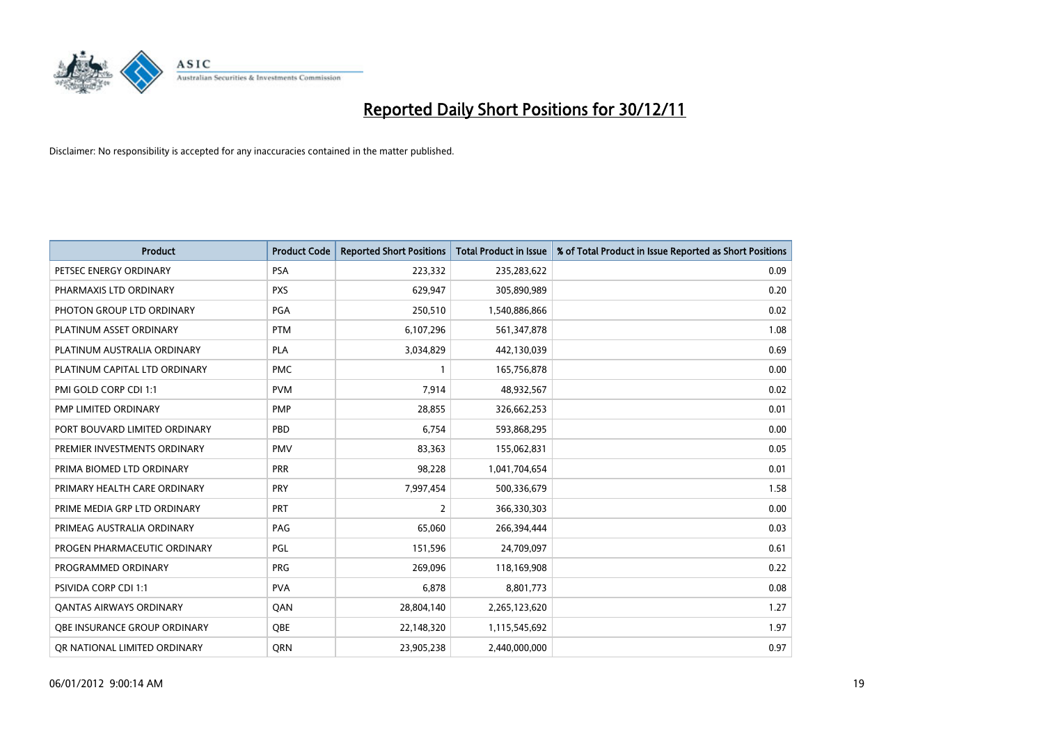# Reported Daily Short Positions for 30/12/11

Disclaimer: No responsibility is accepted for any inaccuracies contained in the matter published.

| Product | Product Code | Reported Short Positions | Total Product in Issue | % of Total Product in Issue Reported as Short Positions |
|---|---|---|---|---|
| PETSEC ENERGY ORDINARY | PSA | 223,332 | 235,283,622 | 0.09 |
| PHARMAXIS LTD ORDINARY | PXS | 629,947 | 305,890,989 | 0.20 |
| PHOTON GROUP LTD ORDINARY | PGA | 250,510 | 1,540,886,866 | 0.02 |
| PLATINUM ASSET ORDINARY | PTM | 6,107,296 | 561,347,878 | 1.08 |
| PLATINUM AUSTRALIA ORDINARY | PLA | 3,034,829 | 442,130,039 | 0.69 |
| PLATINUM CAPITAL LTD ORDINARY | PMC | 1 | 165,756,878 | 0.00 |
| PMI GOLD CORP CDI 1:1 | PVM | 7,914 | 48,932,567 | 0.02 |
| PMP LIMITED ORDINARY | PMP | 28,855 | 326,662,253 | 0.01 |
| PORT BOUVARD LIMITED ORDINARY | PBD | 6,754 | 593,868,295 | 0.00 |
| PREMIER INVESTMENTS ORDINARY | PMV | 83,363 | 155,062,831 | 0.05 |
| PRIMA BIOMED LTD ORDINARY | PRR | 98,228 | 1,041,704,654 | 0.01 |
| PRIMARY HEALTH CARE ORDINARY | PRY | 7,997,454 | 500,336,679 | 1.58 |
| PRIME MEDIA GRP LTD ORDINARY | PRT | 2 | 366,330,303 | 0.00 |
| PRIMEAG AUSTRALIA ORDINARY | PAG | 65,060 | 266,394,444 | 0.03 |
| PROGEN PHARMACEUTIC ORDINARY | PGL | 151,596 | 24,709,097 | 0.61 |
| PROGRAMMED ORDINARY | PRG | 269,096 | 118,169,908 | 0.22 |
| PSIVIDA CORP CDI 1:1 | PVA | 6,878 | 8,801,773 | 0.08 |
| QANTAS AIRWAYS ORDINARY | QAN | 28,804,140 | 2,265,123,620 | 1.27 |
| QBE INSURANCE GROUP ORDINARY | QBE | 22,148,320 | 1,115,545,692 | 1.97 |
| QR NATIONAL LIMITED ORDINARY | QRN | 23,905,238 | 2,440,000,000 | 0.97 |

06/01/2012 9:00:14 AM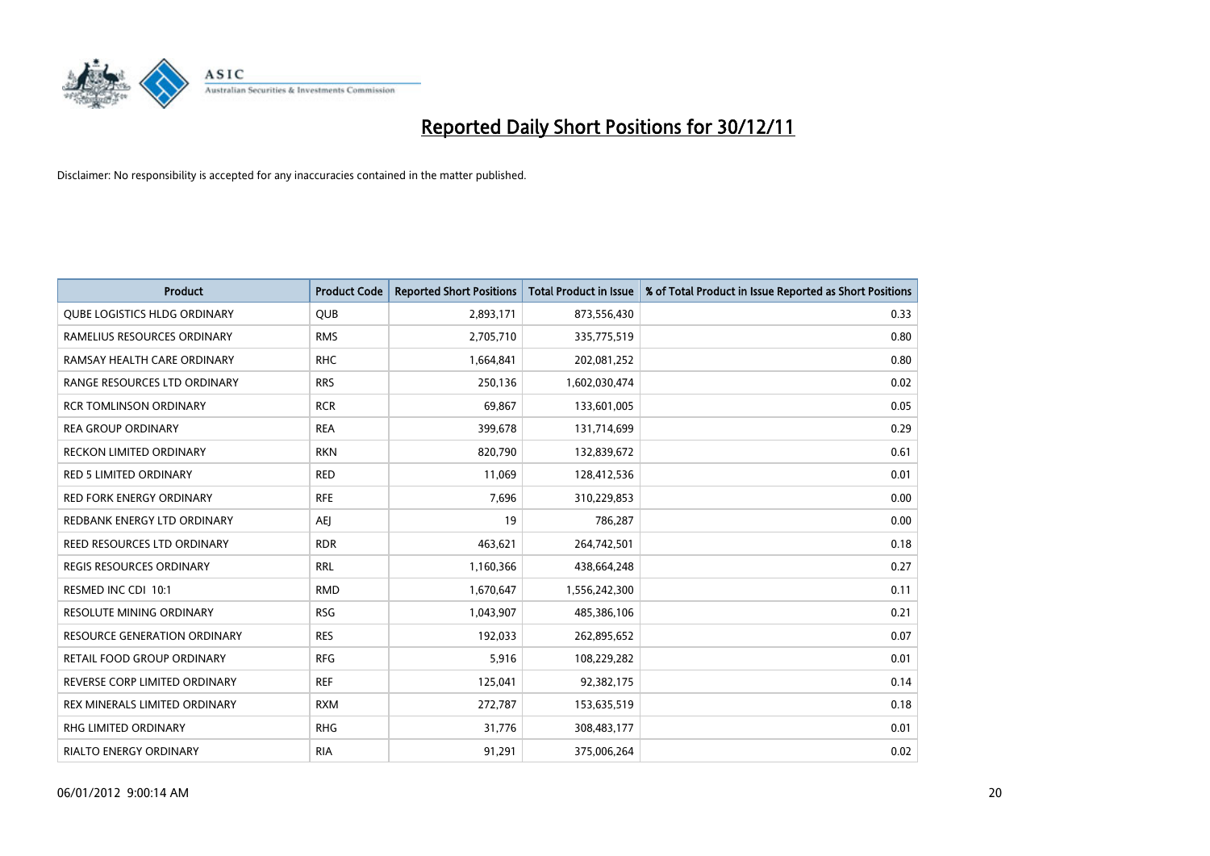# Reported Daily Short Positions for 30/12/11

Disclaimer: No responsibility is accepted for any inaccuracies contained in the matter published.

| Product | Product Code | Reported Short Positions | Total Product in Issue | % of Total Product in Issue Reported as Short Positions |
|---|---|---|---|---|
| QUBE LOGISTICS HLDG ORDINARY | QUB | 2,893,171 | 873,556,430 | 0.33 |
| RAMELIUS RESOURCES ORDINARY | RMS | 2,705,710 | 335,775,519 | 0.80 |
| RAMSAY HEALTH CARE ORDINARY | RHC | 1,664,841 | 202,081,252 | 0.80 |
| RANGE RESOURCES LTD ORDINARY | RRS | 250,136 | 1,602,030,474 | 0.02 |
| RCR TOMLINSON ORDINARY | RCR | 69,867 | 133,601,005 | 0.05 |
| REA GROUP ORDINARY | REA | 399,678 | 131,714,699 | 0.29 |
| RECKON LIMITED ORDINARY | RKN | 820,790 | 132,839,672 | 0.61 |
| RED 5 LIMITED ORDINARY | RED | 11,069 | 128,412,536 | 0.01 |
| RED FORK ENERGY ORDINARY | RFE | 7,696 | 310,229,853 | 0.00 |
| REDBANK ENERGY LTD ORDINARY | AEJ | 19 | 786,287 | 0.00 |
| REED RESOURCES LTD ORDINARY | RDR | 463,621 | 264,742,501 | 0.18 |
| REGIS RESOURCES ORDINARY | RRL | 1,160,366 | 438,664,248 | 0.27 |
| RESMED INC CDI 10:1 | RMD | 1,670,647 | 1,556,242,300 | 0.11 |
| RESOLUTE MINING ORDINARY | RSG | 1,043,907 | 485,386,106 | 0.21 |
| RESOURCE GENERATION ORDINARY | RES | 192,033 | 262,895,652 | 0.07 |
| RETAIL FOOD GROUP ORDINARY | RFG | 5,916 | 108,229,282 | 0.01 |
| REVERSE CORP LIMITED ORDINARY | REF | 125,041 | 92,382,175 | 0.14 |
| REX MINERALS LIMITED ORDINARY | RXM | 272,787 | 153,635,519 | 0.18 |
| RHG LIMITED ORDINARY | RHG | 31,776 | 308,483,177 | 0.01 |
| RIALTO ENERGY ORDINARY | RIA | 91,291 | 375,006,264 | 0.02 |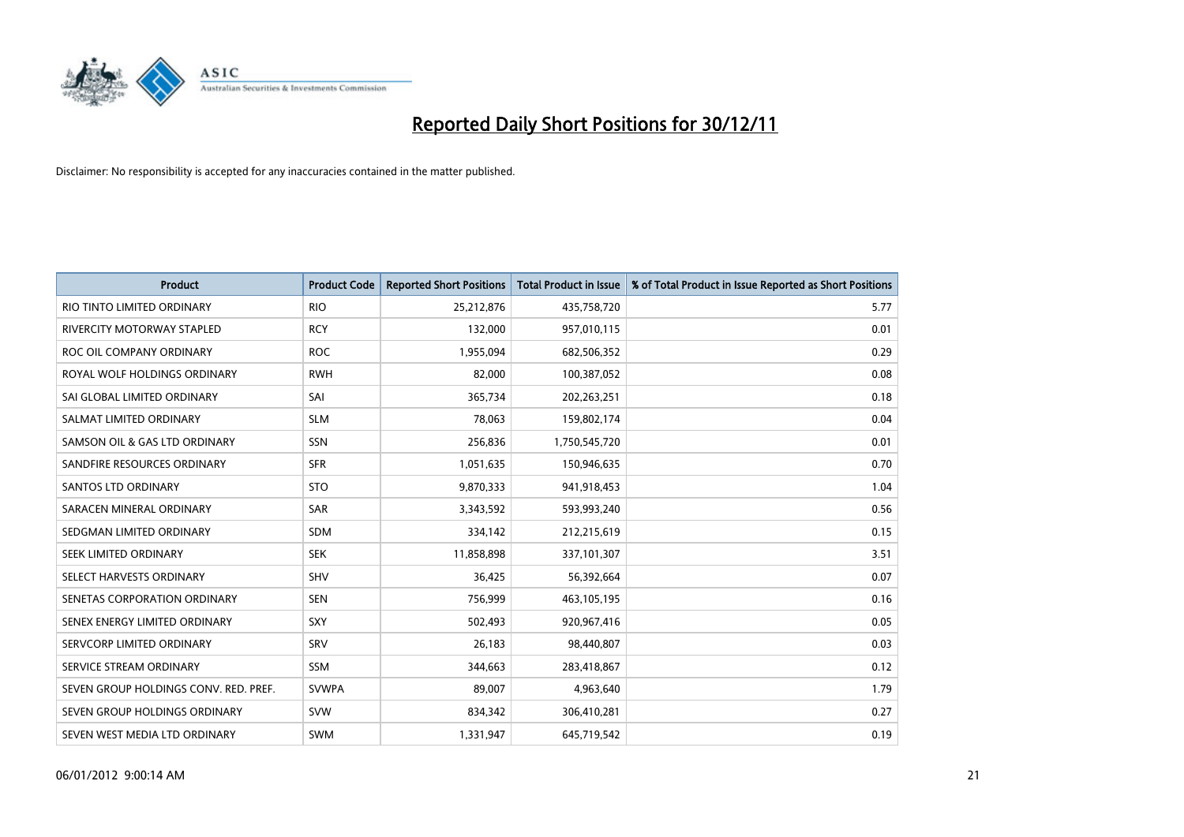# Reported Daily Short Positions for 30/12/11

Disclaimer: No responsibility is accepted for any inaccuracies contained in the matter published.

| Product | Product Code | Reported Short Positions | Total Product in Issue | % of Total Product in Issue Reported as Short Positions |
|---|---|---|---|---|
| RIO TINTO LIMITED ORDINARY | RIO | 25,212,876 | 435,758,720 | 5.77 |
| RIVERCITY MOTORWAY STAPLED | RCY | 132,000 | 957,010,115 | 0.01 |
| ROC OIL COMPANY ORDINARY | ROC | 1,955,094 | 682,506,352 | 0.29 |
| ROYAL WOLF HOLDINGS ORDINARY | RWH | 82,000 | 100,387,052 | 0.08 |
| SAI GLOBAL LIMITED ORDINARY | SAI | 365,734 | 202,263,251 | 0.18 |
| SALMAT LIMITED ORDINARY | SLM | 78,063 | 159,802,174 | 0.04 |
| SAMSON OIL & GAS LTD ORDINARY | SSN | 256,836 | 1,750,545,720 | 0.01 |
| SANDFIRE RESOURCES ORDINARY | SFR | 1,051,635 | 150,946,635 | 0.70 |
| SANTOS LTD ORDINARY | STO | 9,870,333 | 941,918,453 | 1.04 |
| SARACEN MINERAL ORDINARY | SAR | 3,343,592 | 593,993,240 | 0.56 |
| SEDGMAN LIMITED ORDINARY | SDM | 334,142 | 212,215,619 | 0.15 |
| SEEK LIMITED ORDINARY | SEK | 11,858,898 | 337,101,307 | 3.51 |
| SELECT HARVESTS ORDINARY | SHV | 36,425 | 56,392,664 | 0.07 |
| SENETAS CORPORATION ORDINARY | SEN | 756,999 | 463,105,195 | 0.16 |
| SENEX ENERGY LIMITED ORDINARY | SXY | 502,493 | 920,967,416 | 0.05 |
| SERVCORP LIMITED ORDINARY | SRV | 26,183 | 98,440,807 | 0.03 |
| SERVICE STREAM ORDINARY | SSM | 344,663 | 283,418,867 | 0.12 |
| SEVEN GROUP HOLDINGS CONV. RED. PREF. | SVWPA | 89,007 | 4,963,640 | 1.79 |
| SEVEN GROUP HOLDINGS ORDINARY | SVW | 834,342 | 306,410,281 | 0.27 |
| SEVEN WEST MEDIA LTD ORDINARY | SWM | 1,331,947 | 645,719,542 | 0.19 |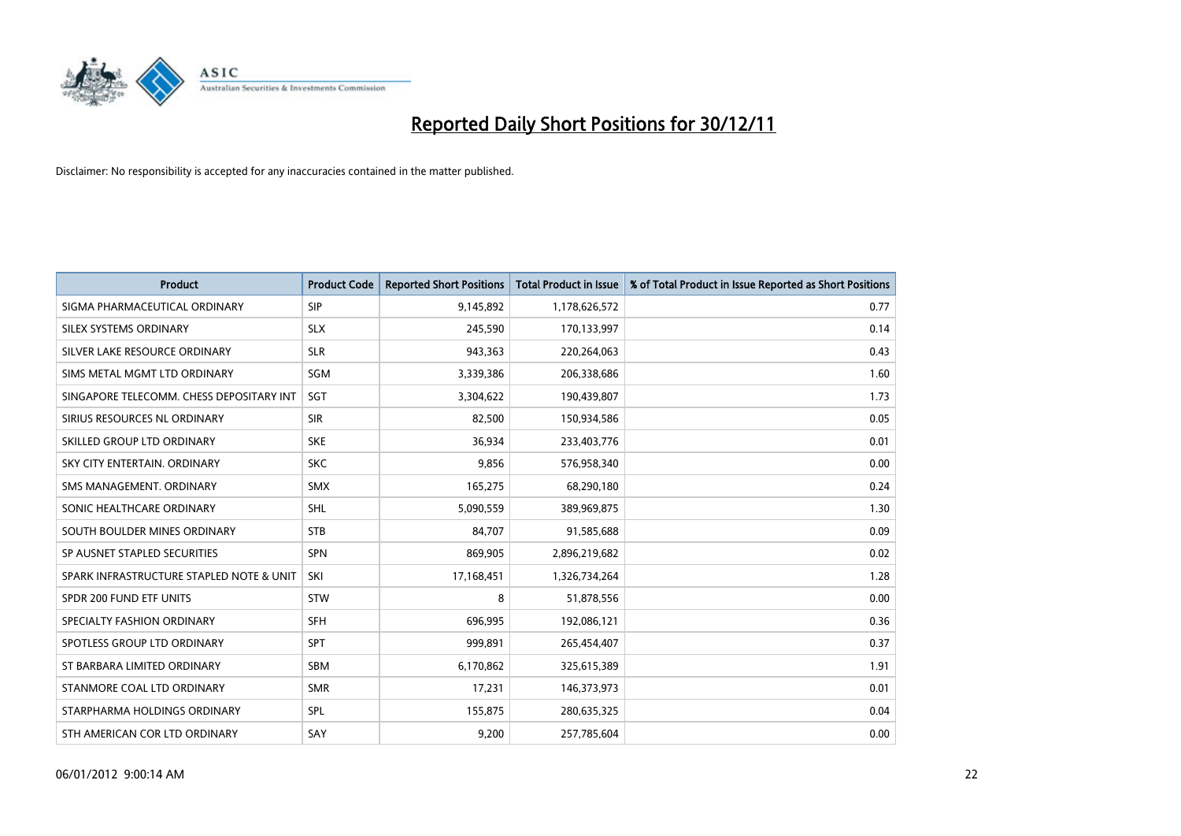# Reported Daily Short Positions for 30/12/11

Disclaimer: No responsibility is accepted for any inaccuracies contained in the matter published.

| Product | Product Code | Reported Short Positions | Total Product in Issue | % of Total Product in Issue Reported as Short Positions |
|---|---|---|---|---|
| SIGMA PHARMACEUTICAL ORDINARY | SIP | 9,145,892 | 1,178,626,572 | 0.77 |
| SILEX SYSTEMS ORDINARY | SLX | 245,590 | 170,133,997 | 0.14 |
| SILVER LAKE RESOURCE ORDINARY | SLR | 943,363 | 220,264,063 | 0.43 |
| SIMS METAL MGMT LTD ORDINARY | SGM | 3,339,386 | 206,338,686 | 1.60 |
| SINGAPORE TELECOMM. CHESS DEPOSITARY INT | SGT | 3,304,622 | 190,439,807 | 1.73 |
| SIRIUS RESOURCES NL ORDINARY | SIR | 82,500 | 150,934,586 | 0.05 |
| SKILLED GROUP LTD ORDINARY | SKE | 36,934 | 233,403,776 | 0.01 |
| SKY CITY ENTERTAIN. ORDINARY | SKC | 9,856 | 576,958,340 | 0.00 |
| SMS MANAGEMENT. ORDINARY | SMX | 165,275 | 68,290,180 | 0.24 |
| SONIC HEALTHCARE ORDINARY | SHL | 5,090,559 | 389,969,875 | 1.30 |
| SOUTH BOULDER MINES ORDINARY | STB | 84,707 | 91,585,688 | 0.09 |
| SP AUSNET STAPLED SECURITIES | SPN | 869,905 | 2,896,219,682 | 0.02 |
| SPARK INFRASTRUCTURE STAPLED NOTE & UNIT | SKI | 17,168,451 | 1,326,734,264 | 1.28 |
| SPDR 200 FUND ETF UNITS | STW | 8 | 51,878,556 | 0.00 |
| SPECIALTY FASHION ORDINARY | SFH | 696,995 | 192,086,121 | 0.36 |
| SPOTLESS GROUP LTD ORDINARY | SPT | 999,891 | 265,454,407 | 0.37 |
| ST BARBARA LIMITED ORDINARY | SBM | 6,170,862 | 325,615,389 | 1.91 |
| STANMORE COAL LTD ORDINARY | SMR | 17,231 | 146,373,973 | 0.01 |
| STARPHARMA HOLDINGS ORDINARY | SPL | 155,875 | 280,635,325 | 0.04 |
| STH AMERICAN COR LTD ORDINARY | SAY | 9,200 | 257,785,604 | 0.00 |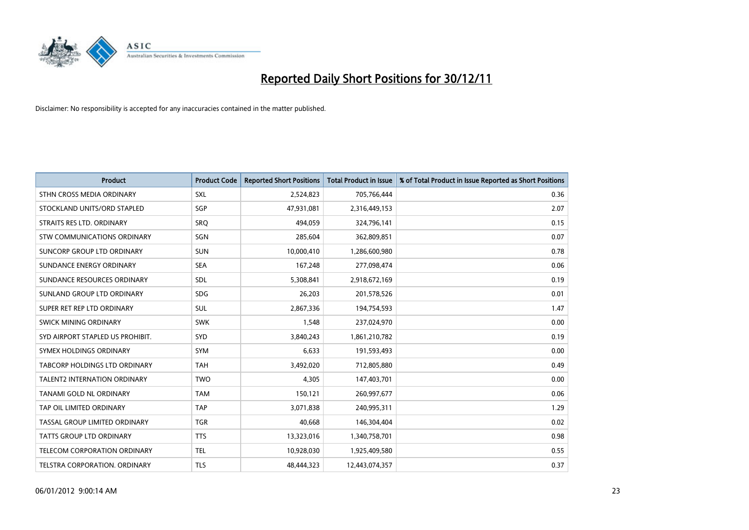# Reported Daily Short Positions for 30/12/11

Disclaimer: No responsibility is accepted for any inaccuracies contained in the matter published.

| Product | Product Code | Reported Short Positions | Total Product in Issue | % of Total Product in Issue Reported as Short Positions |
|---|---|---|---|---|
| STHN CROSS MEDIA ORDINARY | SXL | 2,524,823 | 705,766,444 | 0.36 |
| STOCKLAND UNITS/ORD STAPLED | SGP | 47,931,081 | 2,316,449,153 | 2.07 |
| STRAITS RES LTD. ORDINARY | SRQ | 494,059 | 324,796,141 | 0.15 |
| STW COMMUNICATIONS ORDINARY | SGN | 285,604 | 362,809,851 | 0.07 |
| SUNCORP GROUP LTD ORDINARY | SUN | 10,000,410 | 1,286,600,980 | 0.78 |
| SUNDANCE ENERGY ORDINARY | SEA | 167,248 | 277,098,474 | 0.06 |
| SUNDANCE RESOURCES ORDINARY | SDL | 5,308,841 | 2,918,672,169 | 0.19 |
| SUNLAND GROUP LTD ORDINARY | SDG | 26,203 | 201,578,526 | 0.01 |
| SUPER RET REP LTD ORDINARY | SUL | 2,867,336 | 194,754,593 | 1.47 |
| SWICK MINING ORDINARY | SWK | 1,548 | 237,024,970 | 0.00 |
| SYD AIRPORT STAPLED US PROHIBIT. | SYD | 3,840,243 | 1,861,210,782 | 0.19 |
| SYMEX HOLDINGS ORDINARY | SYM | 6,633 | 191,593,493 | 0.00 |
| TABCORP HOLDINGS LTD ORDINARY | TAH | 3,492,020 | 712,805,880 | 0.49 |
| TALENT2 INTERNATION ORDINARY | TWO | 4,305 | 147,403,701 | 0.00 |
| TANAMI GOLD NL ORDINARY | TAM | 150,121 | 260,997,677 | 0.06 |
| TAP OIL LIMITED ORDINARY | TAP | 3,071,838 | 240,995,311 | 1.29 |
| TASSAL GROUP LIMITED ORDINARY | TGR | 40,668 | 146,304,404 | 0.02 |
| TATTS GROUP LTD ORDINARY | TTS | 13,323,016 | 1,340,758,701 | 0.98 |
| TELECOM CORPORATION ORDINARY | TEL | 10,928,030 | 1,925,409,580 | 0.55 |
| TELSTRA CORPORATION. ORDINARY | TLS | 48,444,323 | 12,443,074,357 | 0.37 |

06/01/2012 9:00:14 AM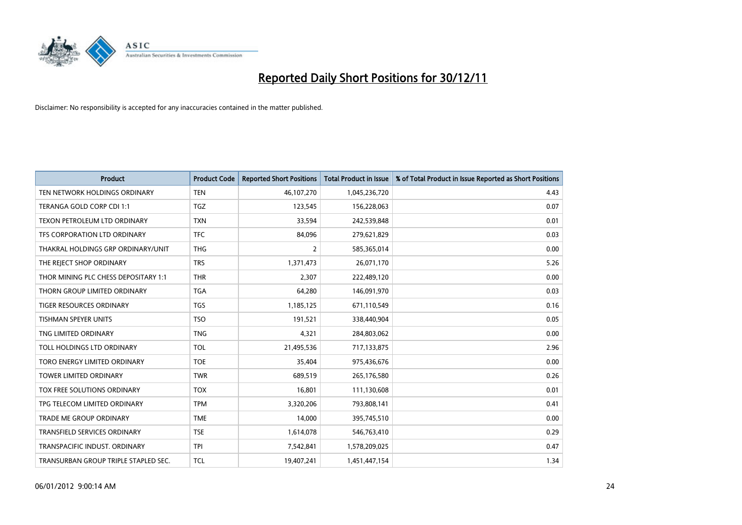# Reported Daily Short Positions for 30/12/11

Disclaimer: No responsibility is accepted for any inaccuracies contained in the matter published.

| Product | Product Code | Reported Short Positions | Total Product in Issue | % of Total Product in Issue Reported as Short Positions |
|---|---|---|---|---|
| TEN NETWORK HOLDINGS ORDINARY | TEN | 46,107,270 | 1,045,236,720 | 4.43 |
| TERANGA GOLD CORP CDI 1:1 | TGZ | 123,545 | 156,228,063 | 0.07 |
| TEXON PETROLEUM LTD ORDINARY | TXN | 33,594 | 242,539,848 | 0.01 |
| TFS CORPORATION LTD ORDINARY | TFC | 84,096 | 279,621,829 | 0.03 |
| THAKRAL HOLDINGS GRP ORDINARY/UNIT | THG | 2 | 585,365,014 | 0.00 |
| THE REJECT SHOP ORDINARY | TRS | 1,371,473 | 26,071,170 | 5.26 |
| THOR MINING PLC CHESS DEPOSITARY 1:1 | THR | 2,307 | 222,489,120 | 0.00 |
| THORN GROUP LIMITED ORDINARY | TGA | 64,280 | 146,091,970 | 0.03 |
| TIGER RESOURCES ORDINARY | TGS | 1,185,125 | 671,110,549 | 0.16 |
| TISHMAN SPEYER UNITS | TSO | 191,521 | 338,440,904 | 0.05 |
| TNG LIMITED ORDINARY | TNG | 4,321 | 284,803,062 | 0.00 |
| TOLL HOLDINGS LTD ORDINARY | TOL | 21,495,536 | 717,133,875 | 2.96 |
| TORO ENERGY LIMITED ORDINARY | TOE | 35,404 | 975,436,676 | 0.00 |
| TOWER LIMITED ORDINARY | TWR | 689,519 | 265,176,580 | 0.26 |
| TOX FREE SOLUTIONS ORDINARY | TOX | 16,801 | 111,130,608 | 0.01 |
| TPG TELECOM LIMITED ORDINARY | TPM | 3,320,206 | 793,808,141 | 0.41 |
| TRADE ME GROUP ORDINARY | TME | 14,000 | 395,745,510 | 0.00 |
| TRANSFIELD SERVICES ORDINARY | TSE | 1,614,078 | 546,763,410 | 0.29 |
| TRANSPACIFIC INDUST. ORDINARY | TPI | 7,542,841 | 1,578,209,025 | 0.47 |
| TRANSURBAN GROUP TRIPLE STAPLED SEC. | TCL | 19,407,241 | 1,451,447,154 | 1.34 |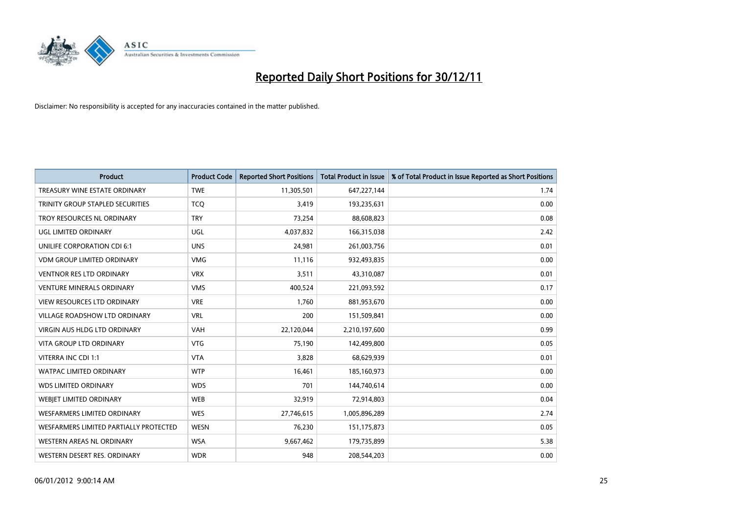# Reported Daily Short Positions for 30/12/11

Disclaimer: No responsibility is accepted for any inaccuracies contained in the matter published.

| Product | Product Code | Reported Short Positions | Total Product in Issue | % of Total Product in Issue Reported as Short Positions |
|---|---|---|---|---|
| TREASURY WINE ESTATE ORDINARY | TWE | 11,305,501 | 647,227,144 | 1.74 |
| TRINITY GROUP STAPLED SECURITIES | TCQ | 3,419 | 193,235,631 | 0.00 |
| TROY RESOURCES NL ORDINARY | TRY | 73,254 | 88,608,823 | 0.08 |
| UGL LIMITED ORDINARY | UGL | 4,037,832 | 166,315,038 | 2.42 |
| UNILIFE CORPORATION CDI 6:1 | UNS | 24,981 | 261,003,756 | 0.01 |
| VDM GROUP LIMITED ORDINARY | VMG | 11,116 | 932,493,835 | 0.00 |
| VENTNOR RES LTD ORDINARY | VRX | 3,511 | 43,310,087 | 0.01 |
| VENTURE MINERALS ORDINARY | VMS | 400,524 | 221,093,592 | 0.17 |
| VIEW RESOURCES LTD ORDINARY | VRE | 1,760 | 881,953,670 | 0.00 |
| VILLAGE ROADSHOW LTD ORDINARY | VRL | 200 | 151,509,841 | 0.00 |
| VIRGIN AUS HLDG LTD ORDINARY | VAH | 22,120,044 | 2,210,197,600 | 0.99 |
| VITA GROUP LTD ORDINARY | VTG | 75,190 | 142,499,800 | 0.05 |
| VITERRA INC CDI 1:1 | VTA | 3,828 | 68,629,939 | 0.01 |
| WATPAC LIMITED ORDINARY | WTP | 16,461 | 185,160,973 | 0.00 |
| WDS LIMITED ORDINARY | WDS | 701 | 144,740,614 | 0.00 |
| WEBJET LIMITED ORDINARY | WEB | 32,919 | 72,914,803 | 0.04 |
| WESFARMERS LIMITED ORDINARY | WES | 27,746,615 | 1,005,896,289 | 2.74 |
| WESFARMERS LIMITED PARTIALLY PROTECTED | WESN | 76,230 | 151,175,873 | 0.05 |
| WESTERN AREAS NL ORDINARY | WSA | 9,667,462 | 179,735,899 | 5.38 |
| WESTERN DESERT RES. ORDINARY | WDR | 948 | 208,544,203 | 0.00 |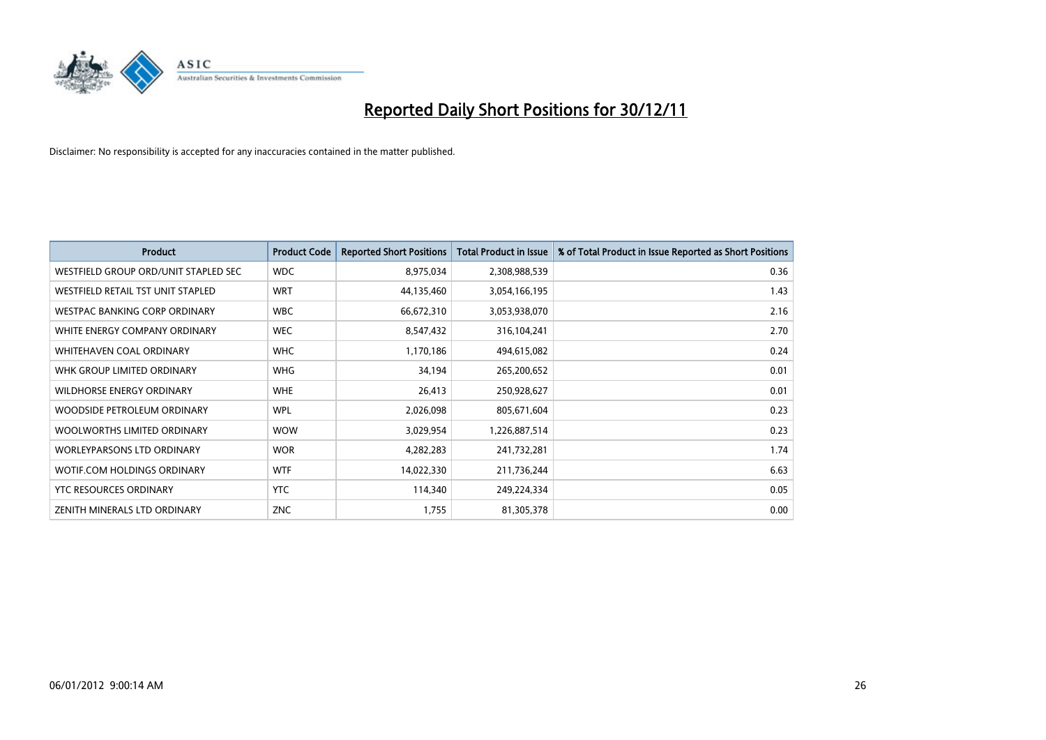# Reported Daily Short Positions for 30/12/11

Disclaimer: No responsibility is accepted for any inaccuracies contained in the matter published.

| Product | Product Code | Reported Short Positions | Total Product in Issue | % of Total Product in Issue Reported as Short Positions |
|---|---|---|---|---|
| WESTFIELD GROUP ORD/UNIT STAPLED SEC | WDC | 8,975,034 | 2,308,988,539 | 0.36 |
| WESTFIELD RETAIL TST UNIT STAPLED | WRT | 44,135,460 | 3,054,166,195 | 1.43 |
| WESTPAC BANKING CORP ORDINARY | WBC | 66,672,310 | 3,053,938,070 | 2.16 |
| WHITE ENERGY COMPANY ORDINARY | WEC | 8,547,432 | 316,104,241 | 2.70 |
| WHITEHAVEN COAL ORDINARY | WHC | 1,170,186 | 494,615,082 | 0.24 |
| WHK GROUP LIMITED ORDINARY | WHG | 34,194 | 265,200,652 | 0.01 |
| WILDHORSE ENERGY ORDINARY | WHE | 26,413 | 250,928,627 | 0.01 |
| WOODSIDE PETROLEUM ORDINARY | WPL | 2,026,098 | 805,671,604 | 0.23 |
| WOOLWORTHS LIMITED ORDINARY | WOW | 3,029,954 | 1,226,887,514 | 0.23 |
| WORLEYPARSONS LTD ORDINARY | WOR | 4,282,283 | 241,732,281 | 1.74 |
| WOTIF.COM HOLDINGS ORDINARY | WTF | 14,022,330 | 211,736,244 | 6.63 |
| YTC RESOURCES ORDINARY | YTC | 114,340 | 249,224,334 | 0.05 |
| ZENITH MINERALS LTD ORDINARY | ZNC | 1,755 | 81,305,378 | 0.00 |

06/01/2012 9:00:14 AM